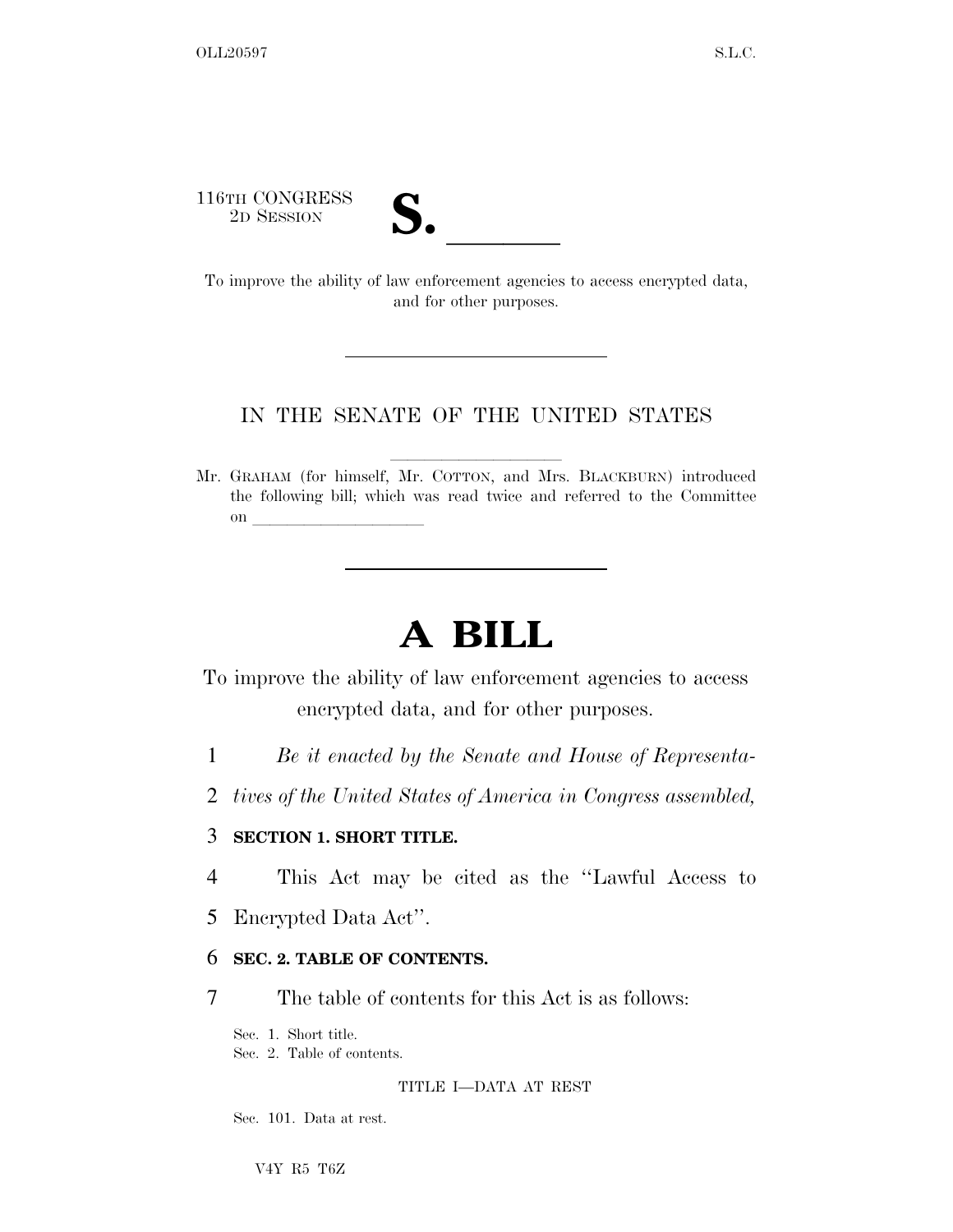116TH CONGRESS
2D SESSION

# S. ______

To improve the ability of law enforcement agencies to access encrypted data, and for other purposes.

---

IN THE SENATE OF THE UNITED STATES

Mr. GRAHAM (for himself, Mr. COTTON, and Mrs. BLACKBURN) introduced the following bill; which was read twice and referred to the Committee on ______________________

---

# A BILL

To improve the ability of law enforcement agencies to access encrypted data, and for other purposes.

1 *Be it enacted by the Senate and House of Representa-*
2 *tives of the United States of America in Congress assembled,*

3 **SECTION 1. SHORT TITLE.**

4 This Act may be cited as the ''Lawful Access to
5 Encrypted Data Act''.

6 **SEC. 2. TABLE OF CONTENTS.**

7 The table of contents for this Act is as follows:

Sec. 1. Short title.
Sec. 2. Table of contents.

TITLE I—DATA AT REST

Sec. 101. Data at rest.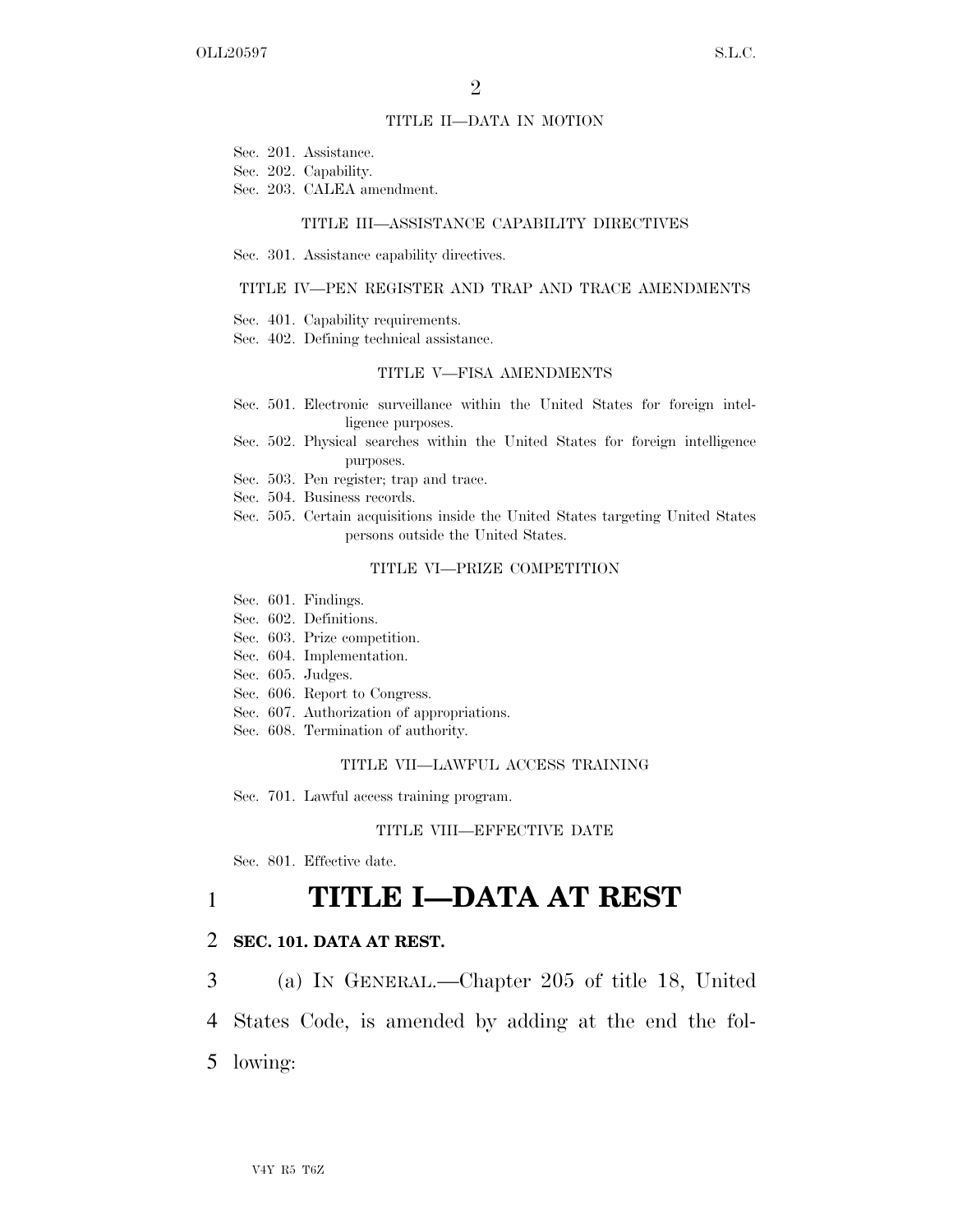TITLE II—DATA IN MOTION

Sec. 201. Assistance.
Sec. 202. Capability.
Sec. 203. CALEA amendment.

TITLE III—ASSISTANCE CAPABILITY DIRECTIVES

Sec. 301. Assistance capability directives.

TITLE IV—PEN REGISTER AND TRAP AND TRACE AMENDMENTS

Sec. 401. Capability requirements.
Sec. 402. Defining technical assistance.

TITLE V—FISA AMENDMENTS

Sec. 501. Electronic surveillance within the United States for foreign intelligence purposes.
Sec. 502. Physical searches within the United States for foreign intelligence purposes.
Sec. 503. Pen register; trap and trace.
Sec. 504. Business records.
Sec. 505. Certain acquisitions inside the United States targeting United States persons outside the United States.

TITLE VI—PRIZE COMPETITION

Sec. 601. Findings.
Sec. 602. Definitions.
Sec. 603. Prize competition.
Sec. 604. Implementation.
Sec. 605. Judges.
Sec. 606. Report to Congress.
Sec. 607. Authorization of appropriations.
Sec. 608. Termination of authority.

TITLE VII—LAWFUL ACCESS TRAINING

Sec. 701. Lawful access training program.

TITLE VIII—EFFECTIVE DATE

Sec. 801. Effective date.

# TITLE I—DATA AT REST

## SEC. 101. DATA AT REST.

(a) IN GENERAL.—Chapter 205 of title 18, United States Code, is amended by adding at the end the following: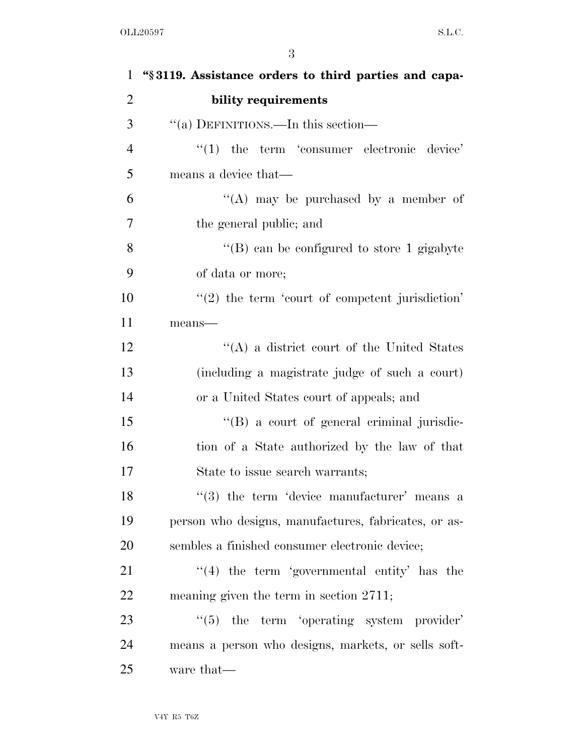**"§ 3119. Assistance orders to third parties and capability requirements**

"(a) DEFINITIONS.—In this section—

"(1) the term 'consumer electronic device' means a device that—

"(A) may be purchased by a member of the general public; and

"(B) can be configured to store 1 gigabyte of data or more;

"(2) the term 'court of competent jurisdiction' means—

"(A) a district court of the United States (including a magistrate judge of such a court) or a United States court of appeals; and

"(B) a court of general criminal jurisdiction of a State authorized by the law of that State to issue search warrants;

"(3) the term 'device manufacturer' means a person who designs, manufactures, fabricates, or assembles a finished consumer electronic device;

"(4) the term 'governmental entity' has the meaning given the term in section 2711;

"(5) the term 'operating system provider' means a person who designs, markets, or sells software that—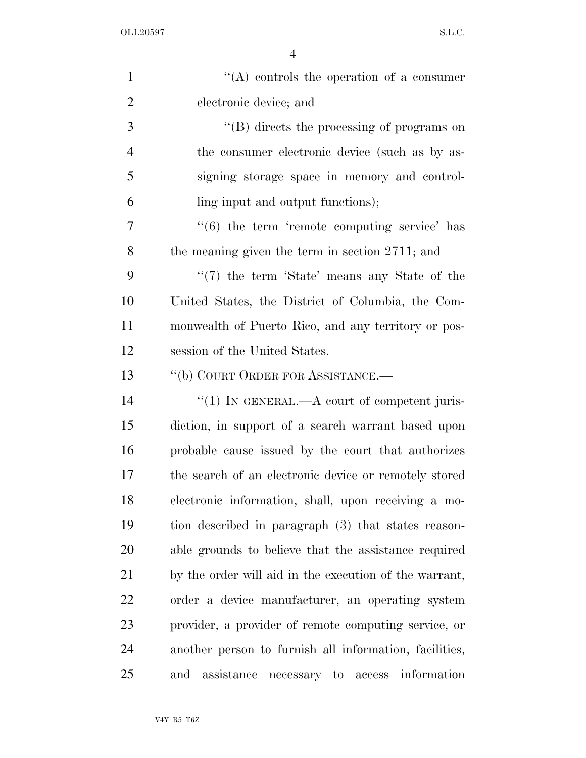"(A) controls the operation of a consumer electronic device; and

"(B) directs the processing of programs on the consumer electronic device (such as by assigning storage space in memory and controlling input and output functions);

"(6) the term 'remote computing service' has the meaning given the term in section 2711; and

"(7) the term 'State' means any State of the United States, the District of Columbia, the Commonwealth of Puerto Rico, and any territory or possession of the United States.

"(b) COURT ORDER FOR ASSISTANCE.—

"(1) IN GENERAL.—A court of competent jurisdiction, in support of a search warrant based upon probable cause issued by the court that authorizes the search of an electronic device or remotely stored electronic information, shall, upon receiving a motion described in paragraph (3) that states reasonable grounds to believe that the assistance required by the order will aid in the execution of the warrant, order a device manufacturer, an operating system provider, a provider of remote computing service, or another person to furnish all information, facilities, and assistance necessary to access information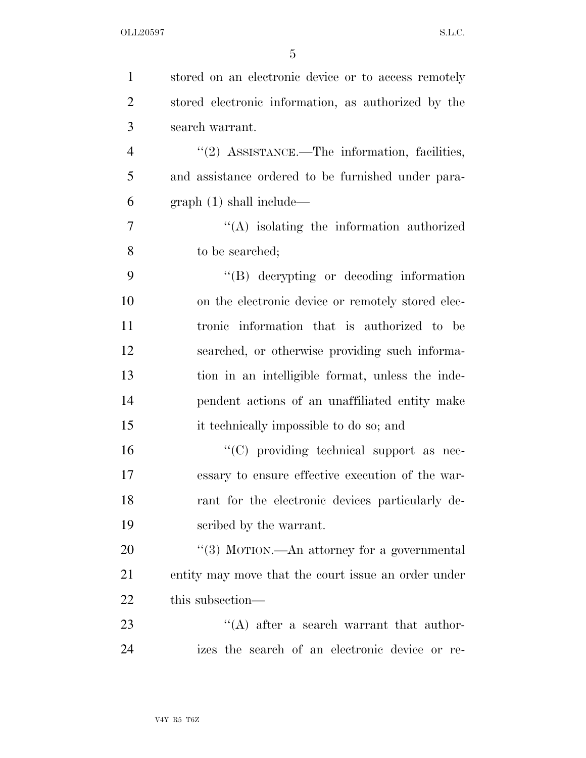stored on an electronic device or to access remotely stored electronic information, as authorized by the search warrant.

"(2) ASSISTANCE.—The information, facilities, and assistance ordered to be furnished under paragraph (1) shall include—

"(A) isolating the information authorized to be searched;

"(B) decrypting or decoding information on the electronic device or remotely stored electronic information that is authorized to be searched, or otherwise providing such information in an intelligible format, unless the independent actions of an unaffiliated entity make it technically impossible to do so; and

"(C) providing technical support as necessary to ensure effective execution of the warrant for the electronic devices particularly described by the warrant.

"(3) MOTION.—An attorney for a governmental entity may move that the court issue an order under this subsection—

"(A) after a search warrant that authorizes the search of an electronic device or re-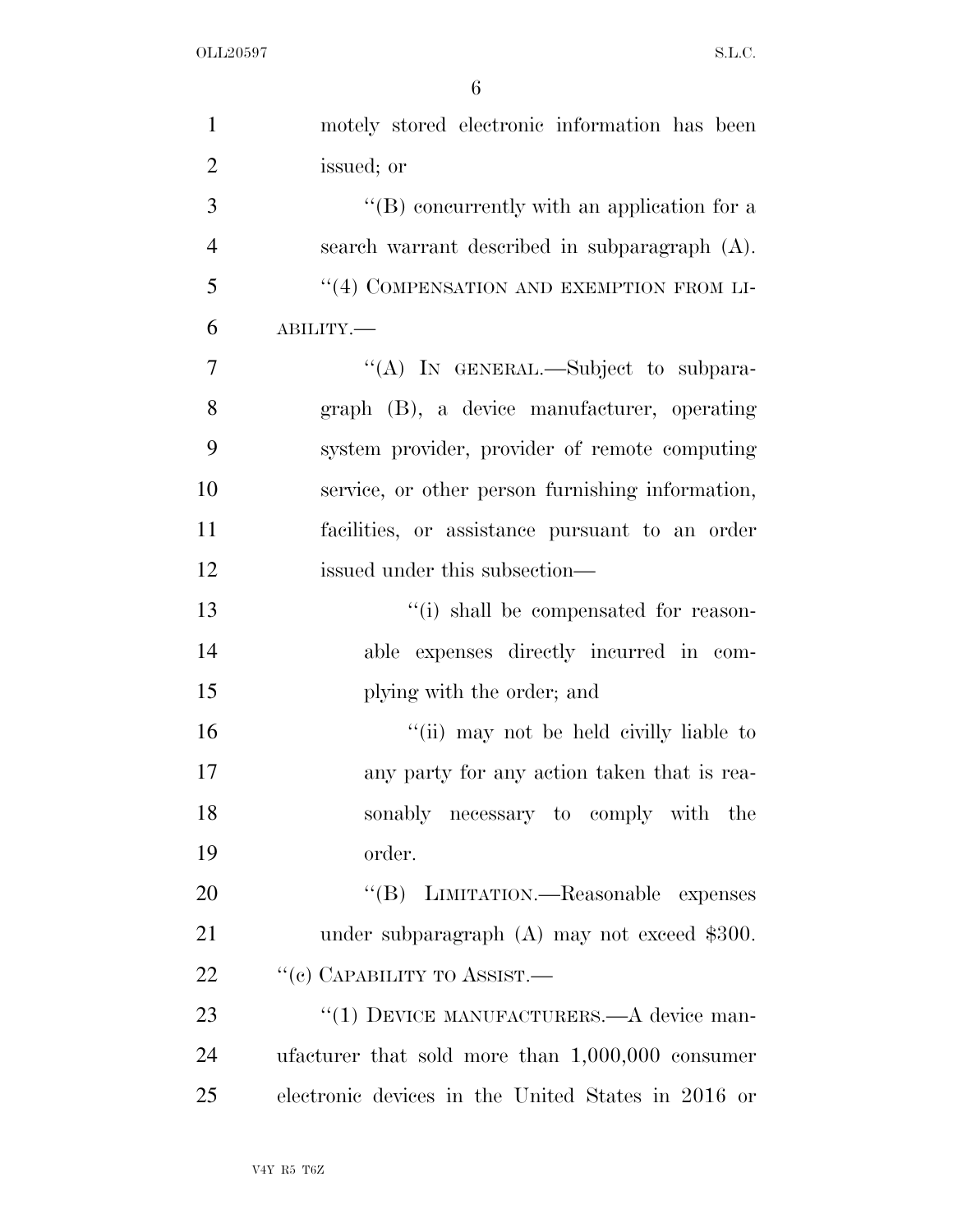motely stored electronic information has been issued; or

''(B) concurrently with an application for a search warrant described in subparagraph (A).

''(4) COMPENSATION AND EXEMPTION FROM LIABILITY.—

''(A) IN GENERAL.—Subject to subparagraph (B), a device manufacturer, operating system provider, provider of remote computing service, or other person furnishing information, facilities, or assistance pursuant to an order issued under this subsection—

''(i) shall be compensated for reasonable expenses directly incurred in complying with the order; and

''(ii) may not be held civilly liable to any party for any action taken that is reasonably necessary to comply with the order.

''(B) LIMITATION.—Reasonable expenses under subparagraph (A) may not exceed $300.

''(c) CAPABILITY TO ASSIST.—

''(1) DEVICE MANUFACTURERS.—A device manufacturer that sold more than 1,000,000 consumer electronic devices in the United States in 2016 or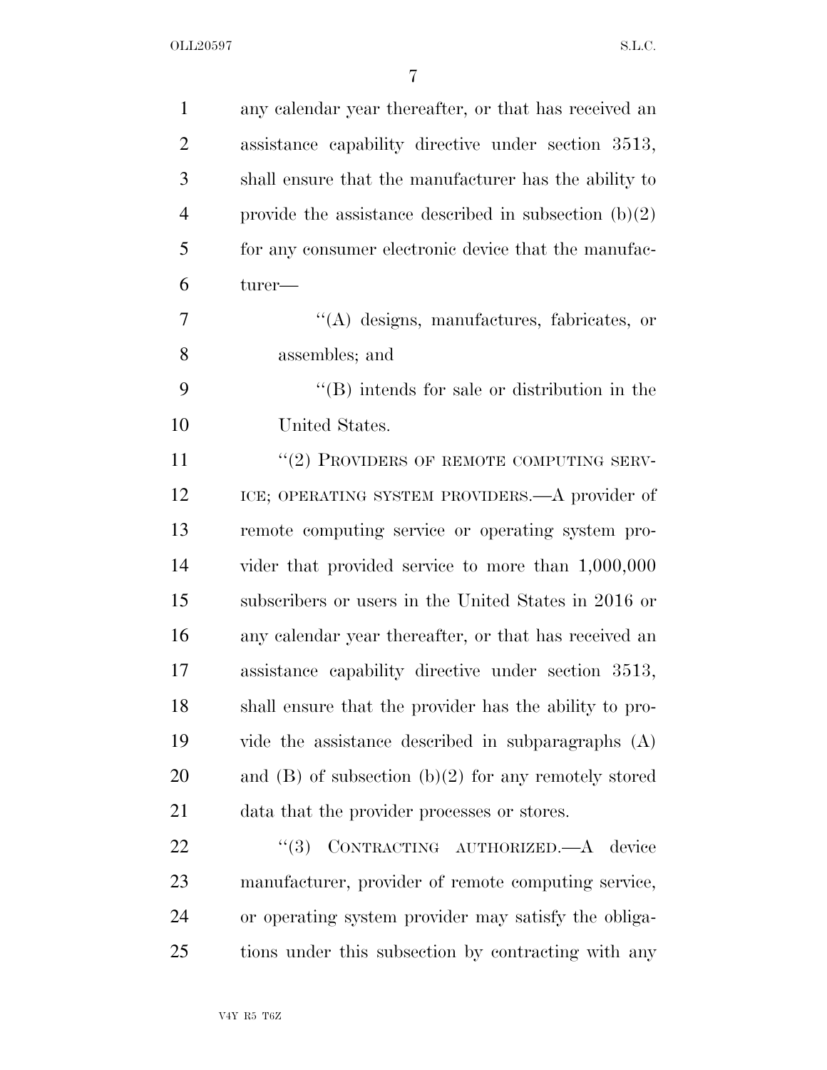any calendar year thereafter, or that has received an assistance capability directive under section 3513, shall ensure that the manufacturer has the ability to provide the assistance described in subsection (b)(2) for any consumer electronic device that the manufacturer—

"(A) designs, manufactures, fabricates, or assembles; and

"(B) intends for sale or distribution in the United States.

"(2) PROVIDERS OF REMOTE COMPUTING SERVICE; OPERATING SYSTEM PROVIDERS.—A provider of remote computing service or operating system provider that provided service to more than 1,000,000 subscribers or users in the United States in 2016 or any calendar year thereafter, or that has received an assistance capability directive under section 3513, shall ensure that the provider has the ability to provide the assistance described in subparagraphs (A) and (B) of subsection (b)(2) for any remotely stored data that the provider processes or stores.

"(3) CONTRACTING AUTHORIZED.—A device manufacturer, provider of remote computing service, or operating system provider may satisfy the obligations under this subsection by contracting with any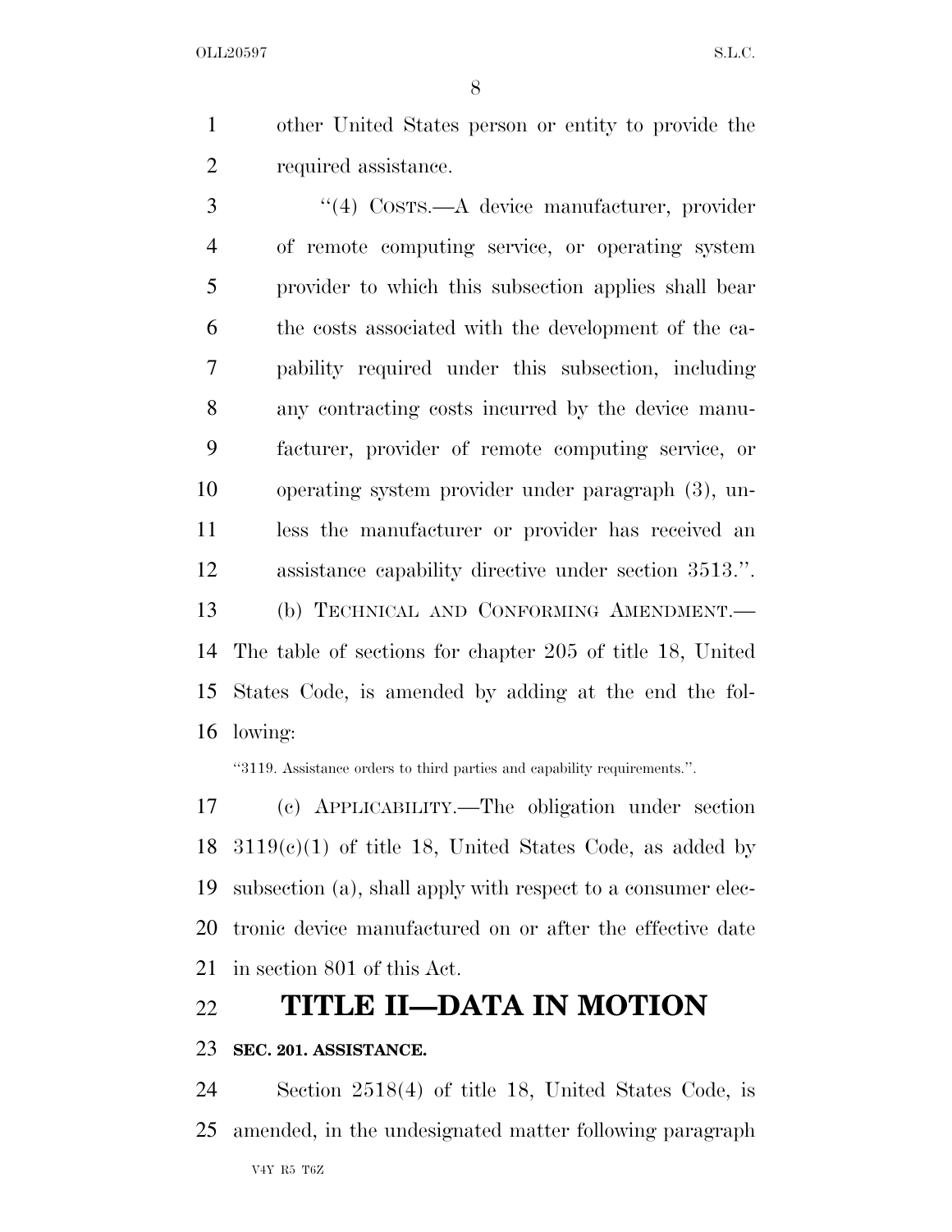other United States person or entity to provide the required assistance.

"(4) COSTS.—A device manufacturer, provider of remote computing service, or operating system provider to which this subsection applies shall bear the costs associated with the development of the capability required under this subsection, including any contracting costs incurred by the device manufacturer, provider of remote computing service, or operating system provider under paragraph (3), unless the manufacturer or provider has received an assistance capability directive under section 3513.".

(b) TECHNICAL AND CONFORMING AMENDMENT.—The table of sections for chapter 205 of title 18, United States Code, is amended by adding at the end the following:

"3119. Assistance orders to third parties and capability requirements.".

(c) APPLICABILITY.—The obligation under section 3119(c)(1) of title 18, United States Code, as added by subsection (a), shall apply with respect to a consumer electronic device manufactured on or after the effective date in section 801 of this Act.

# TITLE II—DATA IN MOTION

**SEC. 201. ASSISTANCE.**

Section 2518(4) of title 18, United States Code, is amended, in the undesignated matter following paragraph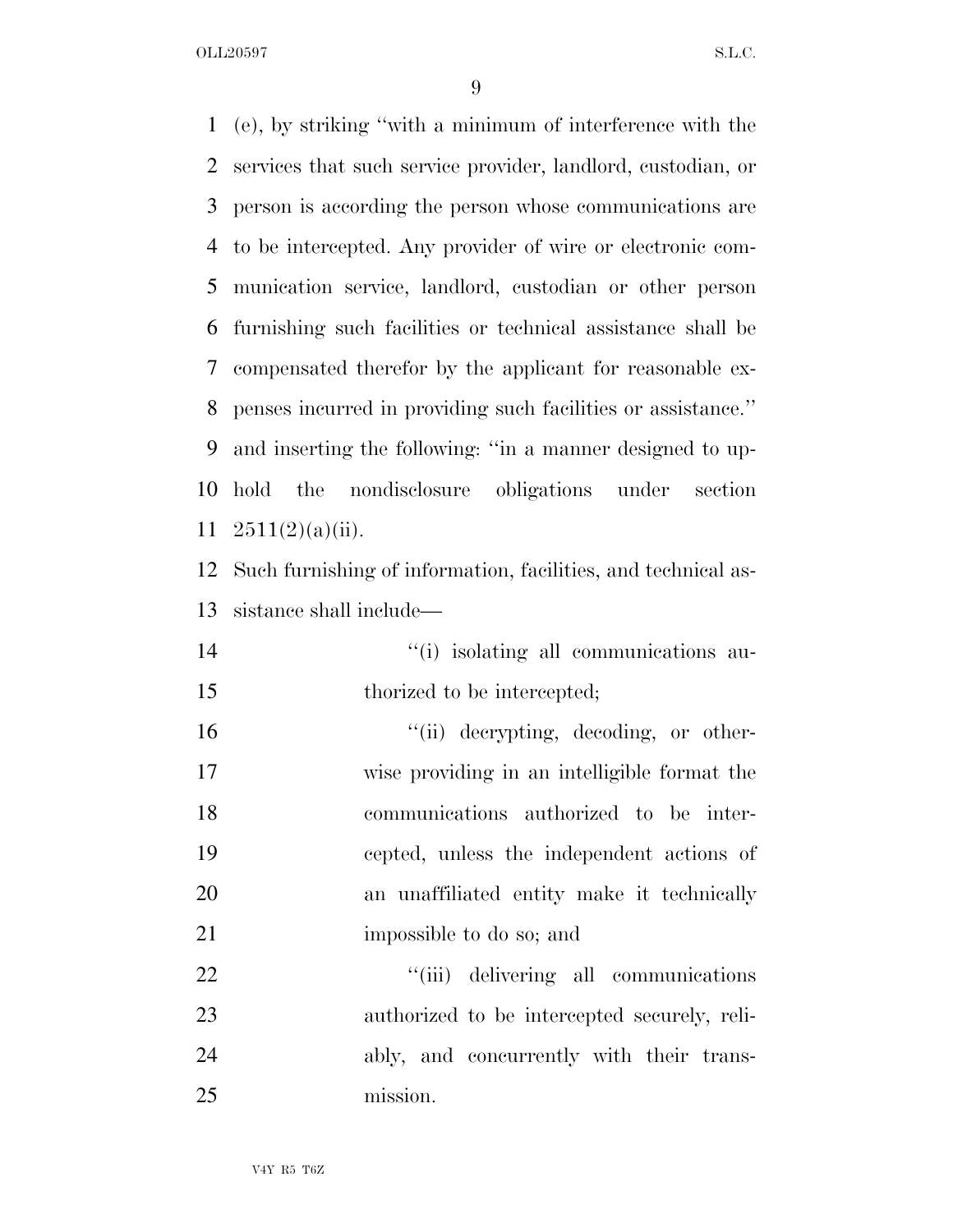(e), by striking "with a minimum of interference with the services that such service provider, landlord, custodian, or person is according the person whose communications are to be intercepted. Any provider of wire or electronic communication service, landlord, custodian or other person furnishing such facilities or technical assistance shall be compensated therefor by the applicant for reasonable expenses incurred in providing such facilities or assistance." and inserting the following: "in a manner designed to uphold the nondisclosure obligations under section 2511(2)(a)(ii).

Such furnishing of information, facilities, and technical assistance shall include—

"(i) isolating all communications authorized to be intercepted;

"(ii) decrypting, decoding, or otherwise providing in an intelligible format the communications authorized to be intercepted, unless the independent actions of an unaffiliated entity make it technically impossible to do so; and

"(iii) delivering all communications authorized to be intercepted securely, reliably, and concurrently with their transmission.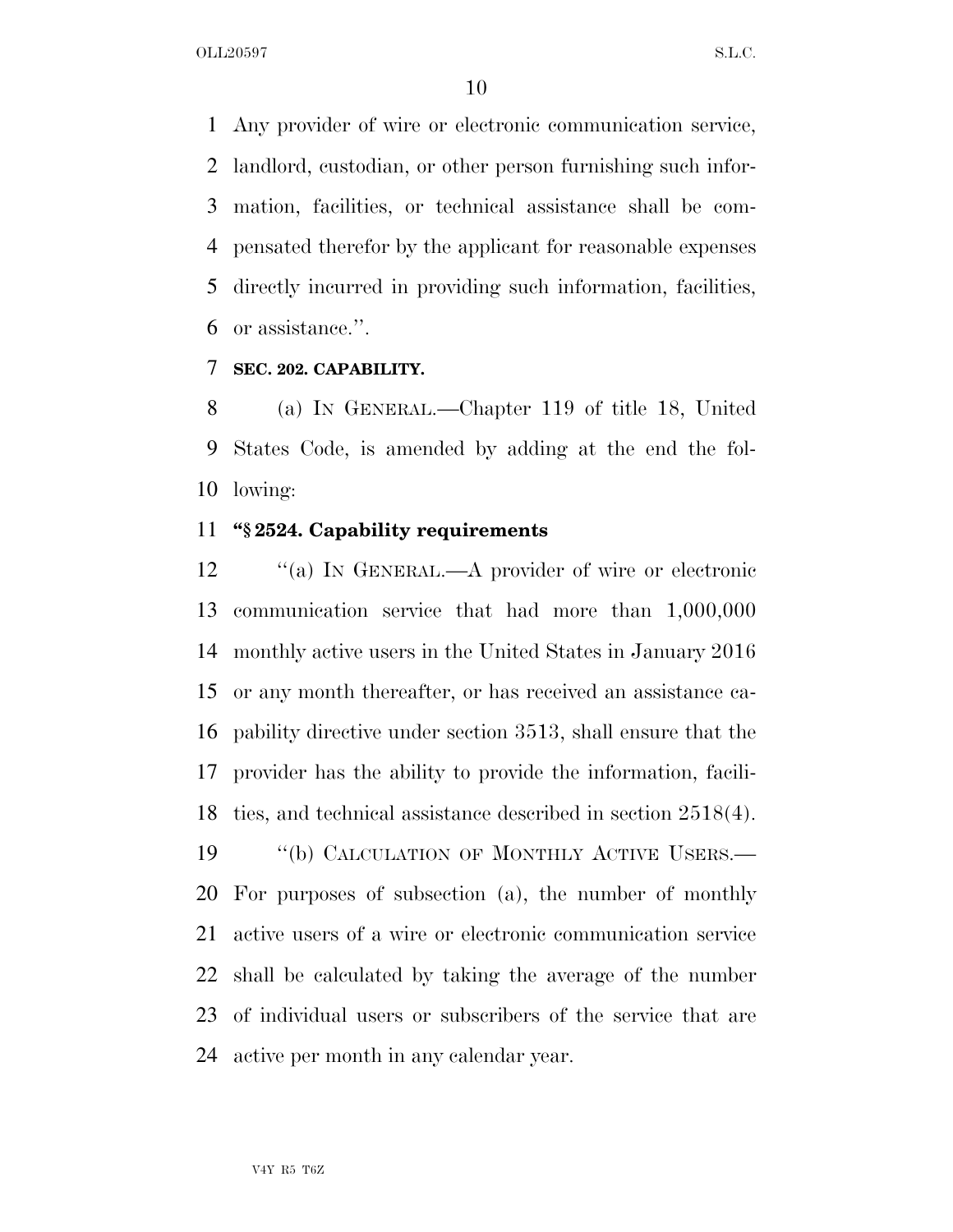Any provider of wire or electronic communication service, landlord, custodian, or other person furnishing such information, facilities, or technical assistance shall be compensated therefor by the applicant for reasonable expenses directly incurred in providing such information, facilities, or assistance.''.

**SEC. 202. CAPABILITY.**

(a) IN GENERAL.—Chapter 119 of title 18, United States Code, is amended by adding at the end the following:

**''§ 2524. Capability requirements**

''(a) IN GENERAL.—A provider of wire or electronic communication service that had more than 1,000,000 monthly active users in the United States in January 2016 or any month thereafter, or has received an assistance capability directive under section 3513, shall ensure that the provider has the ability to provide the information, facilities, and technical assistance described in section 2518(4).

''(b) CALCULATION OF MONTHLY ACTIVE USERS.— For purposes of subsection (a), the number of monthly active users of a wire or electronic communication service shall be calculated by taking the average of the number of individual users or subscribers of the service that are active per month in any calendar year.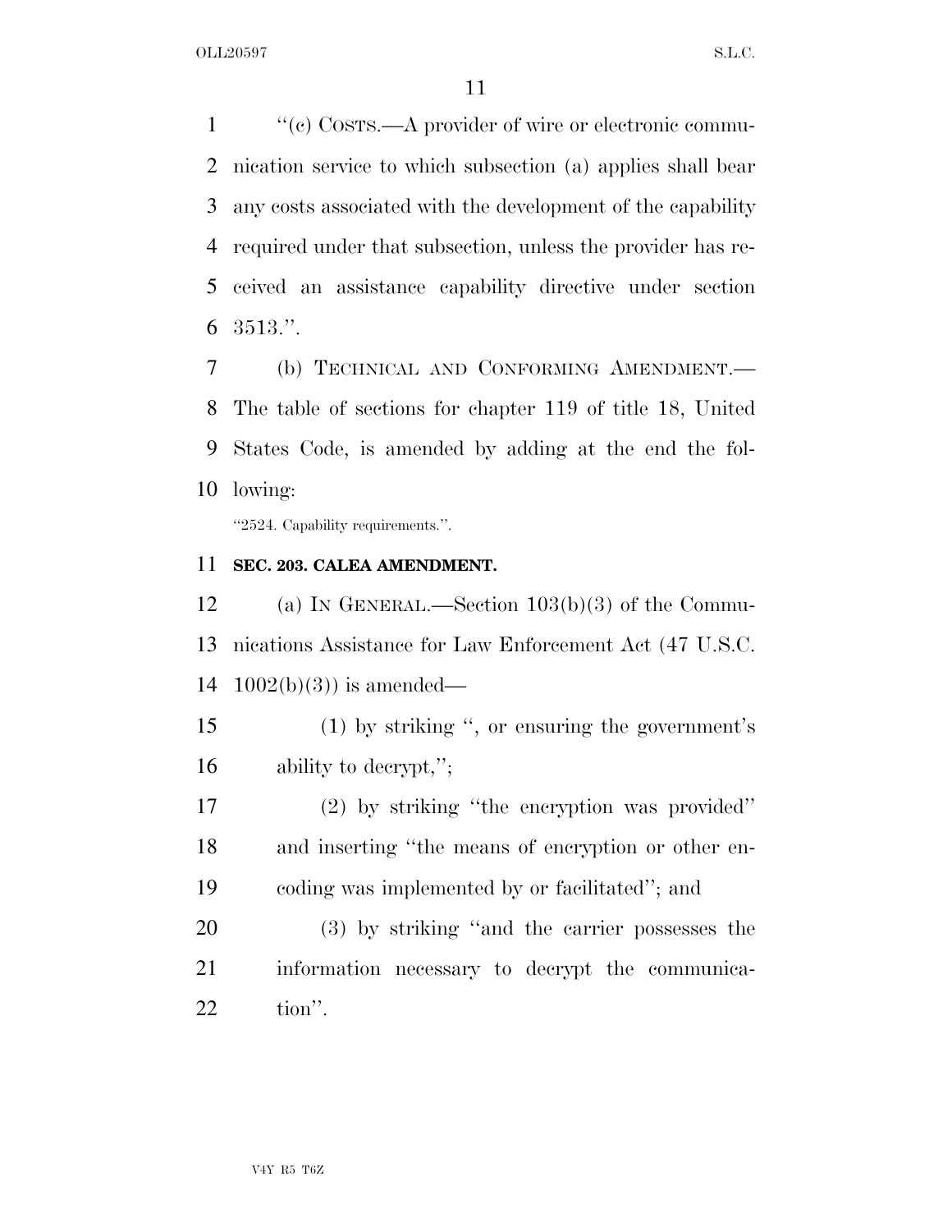''(c) COSTS.—A provider of wire or electronic communication service to which subsection (a) applies shall bear any costs associated with the development of the capability required under that subsection, unless the provider has received an assistance capability directive under section 3513.''.

(b) TECHNICAL AND CONFORMING AMENDMENT.—The table of sections for chapter 119 of title 18, United States Code, is amended by adding at the end the following:

''2524. Capability requirements.''.

**SEC. 203. CALEA AMENDMENT.**

(a) IN GENERAL.—Section 103(b)(3) of the Communications Assistance for Law Enforcement Act (47 U.S.C. 1002(b)(3)) is amended—

(1) by striking '', or ensuring the government's ability to decrypt,'';

(2) by striking ''the encryption was provided'' and inserting ''the means of encryption or other encoding was implemented by or facilitated''; and

(3) by striking ''and the carrier possesses the information necessary to decrypt the communication''.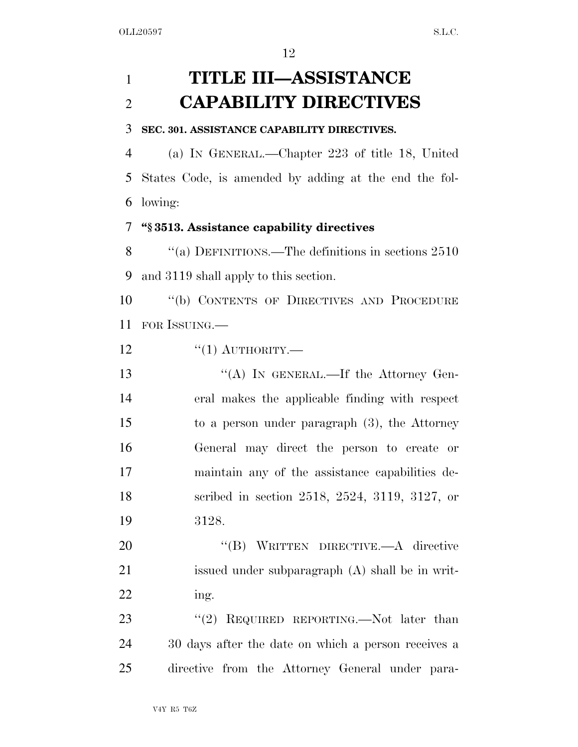# TITLE III—ASSISTANCE CAPABILITY DIRECTIVES

**SEC. 301. ASSISTANCE CAPABILITY DIRECTIVES.**

(a) IN GENERAL.—Chapter 223 of title 18, United States Code, is amended by adding at the end the following:

**"§ 3513. Assistance capability directives**

"(a) DEFINITIONS.—The definitions in sections 2510 and 3119 shall apply to this section.

"(b) CONTENTS OF DIRECTIVES AND PROCEDURE FOR ISSUING.—

"(1) AUTHORITY.—

"(A) IN GENERAL.—If the Attorney General makes the applicable finding with respect to a person under paragraph (3), the Attorney General may direct the person to create or maintain any of the assistance capabilities described in section 2518, 2524, 3119, 3127, or 3128.

"(B) WRITTEN DIRECTIVE.—A directive issued under subparagraph (A) shall be in writing.

"(2) REQUIRED REPORTING.—Not later than 30 days after the date on which a person receives a directive from the Attorney General under para-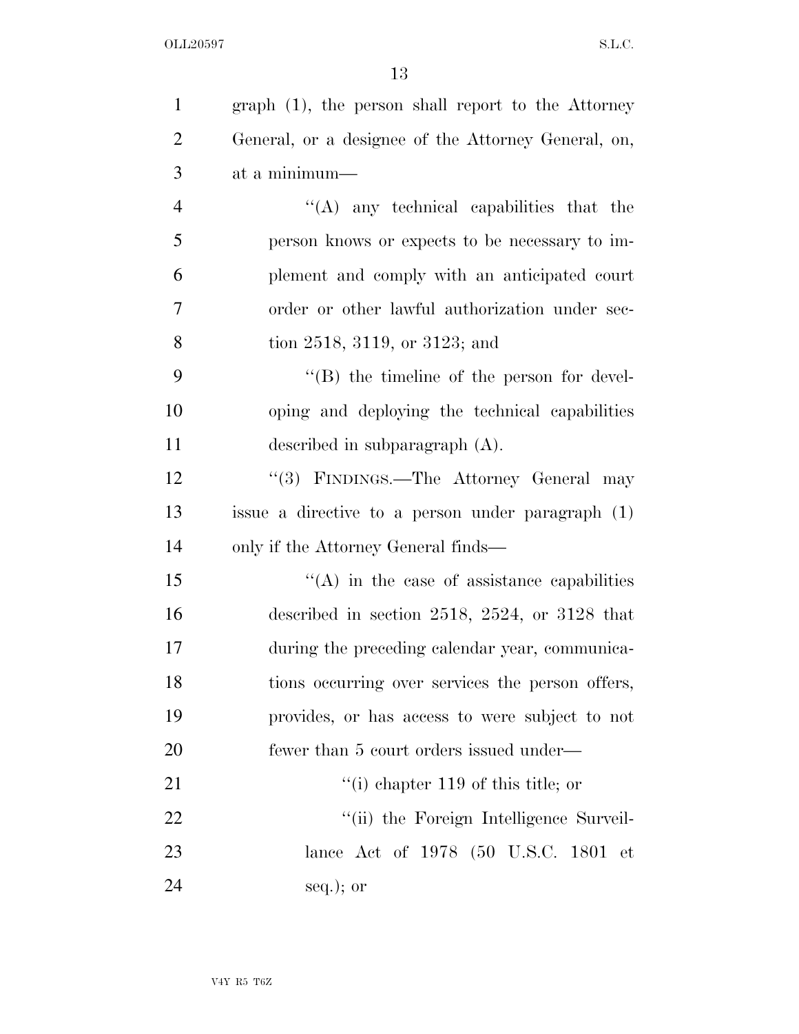graph (1), the person shall report to the Attorney General, or a designee of the Attorney General, on, at a minimum—

"(A) any technical capabilities that the person knows or expects to be necessary to implement and comply with an anticipated court order or other lawful authorization under section 2518, 3119, or 3123; and

"(B) the timeline of the person for developing and deploying the technical capabilities described in subparagraph (A).

"(3) FINDINGS.—The Attorney General may issue a directive to a person under paragraph (1) only if the Attorney General finds—

"(A) in the case of assistance capabilities described in section 2518, 2524, or 3128 that during the preceding calendar year, communications occurring over services the person offers, provides, or has access to were subject to not fewer than 5 court orders issued under—

"(i) chapter 119 of this title; or

"(ii) the Foreign Intelligence Surveillance Act of 1978 (50 U.S.C. 1801 et seq.); or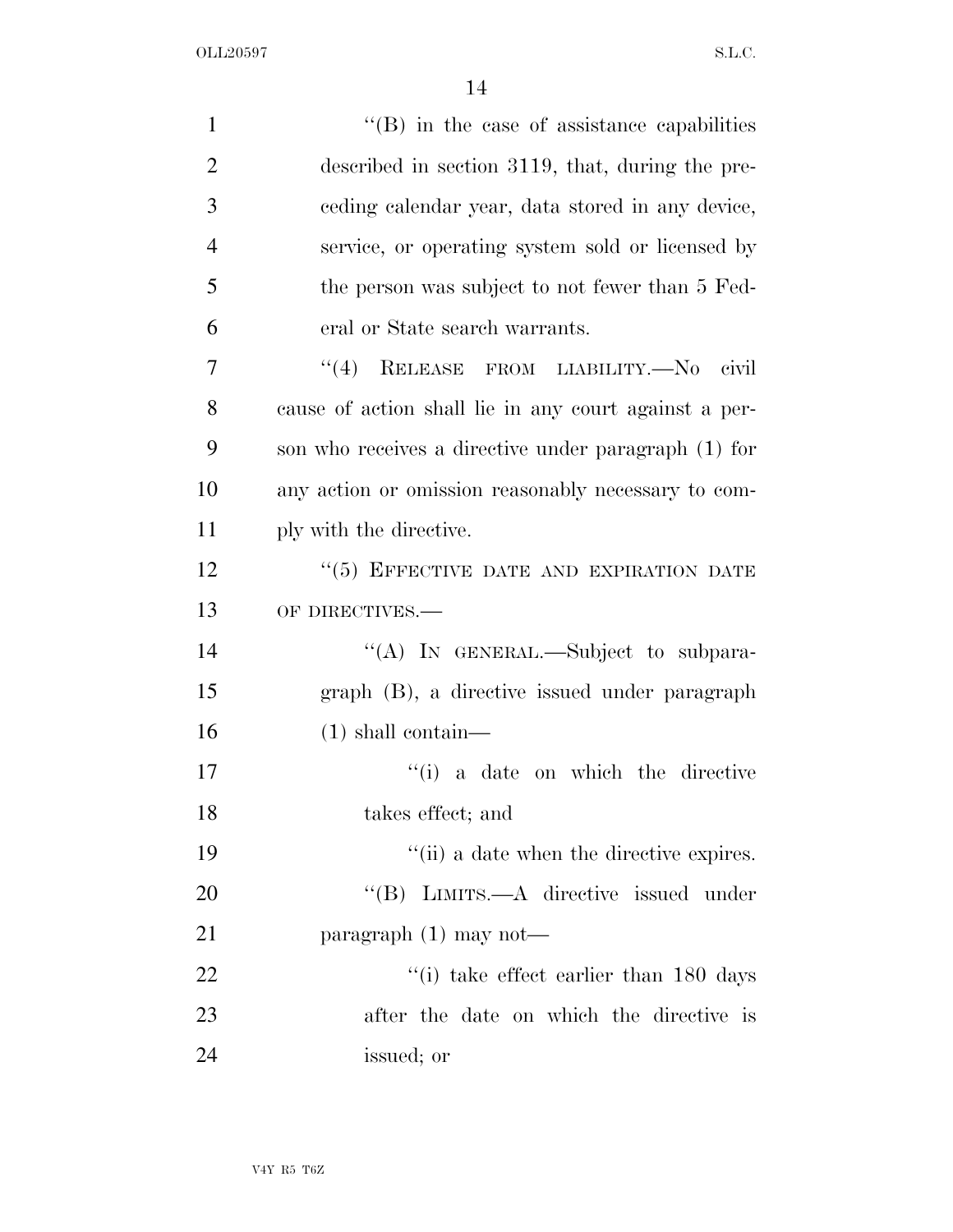"(B) in the case of assistance capabilities described in section 3119, that, during the preceding calendar year, data stored in any device, service, or operating system sold or licensed by the person was subject to not fewer than 5 Federal or State search warrants.

"(4) RELEASE FROM LIABILITY.—No civil cause of action shall lie in any court against a person who receives a directive under paragraph (1) for any action or omission reasonably necessary to comply with the directive.

"(5) EFFECTIVE DATE AND EXPIRATION DATE OF DIRECTIVES.—

"(A) IN GENERAL.—Subject to subparagraph (B), a directive issued under paragraph (1) shall contain—

"(i) a date on which the directive takes effect; and

"(ii) a date when the directive expires.

"(B) LIMITS.—A directive issued under paragraph (1) may not—

"(i) take effect earlier than 180 days after the date on which the directive is issued; or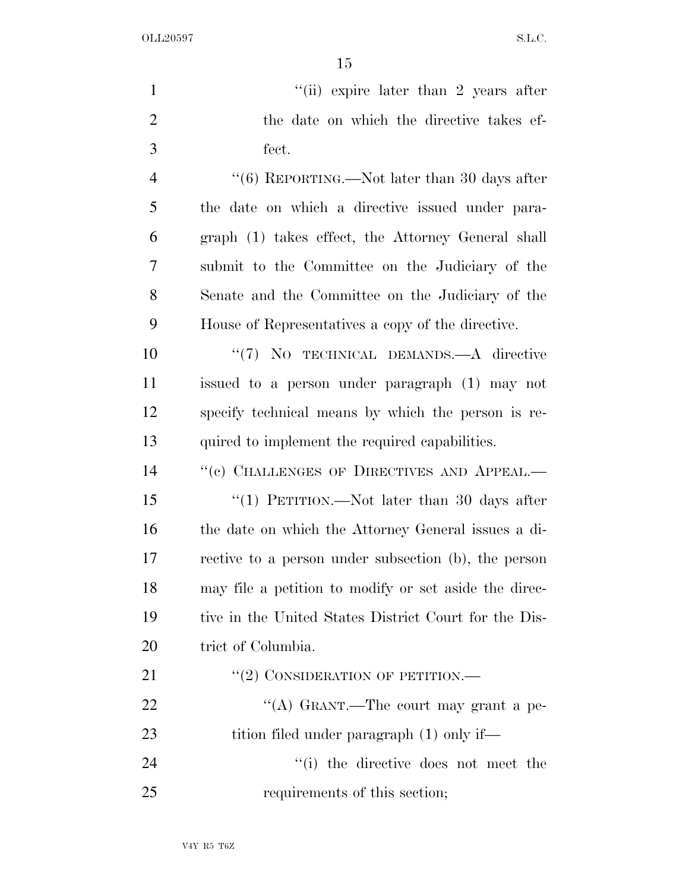"(ii) expire later than 2 years after the date on which the directive takes effect.

"(6) REPORTING.—Not later than 30 days after the date on which a directive issued under paragraph (1) takes effect, the Attorney General shall submit to the Committee on the Judiciary of the Senate and the Committee on the Judiciary of the House of Representatives a copy of the directive.

"(7) NO TECHNICAL DEMANDS.—A directive issued to a person under paragraph (1) may not specify technical means by which the person is required to implement the required capabilities.

"(c) CHALLENGES OF DIRECTIVES AND APPEAL.—

"(1) PETITION.—Not later than 30 days after the date on which the Attorney General issues a directive to a person under subsection (b), the person may file a petition to modify or set aside the directive in the United States District Court for the District of Columbia.

"(2) CONSIDERATION OF PETITION.—

"(A) GRANT.—The court may grant a petition filed under paragraph (1) only if—

"(i) the directive does not meet the requirements of this section;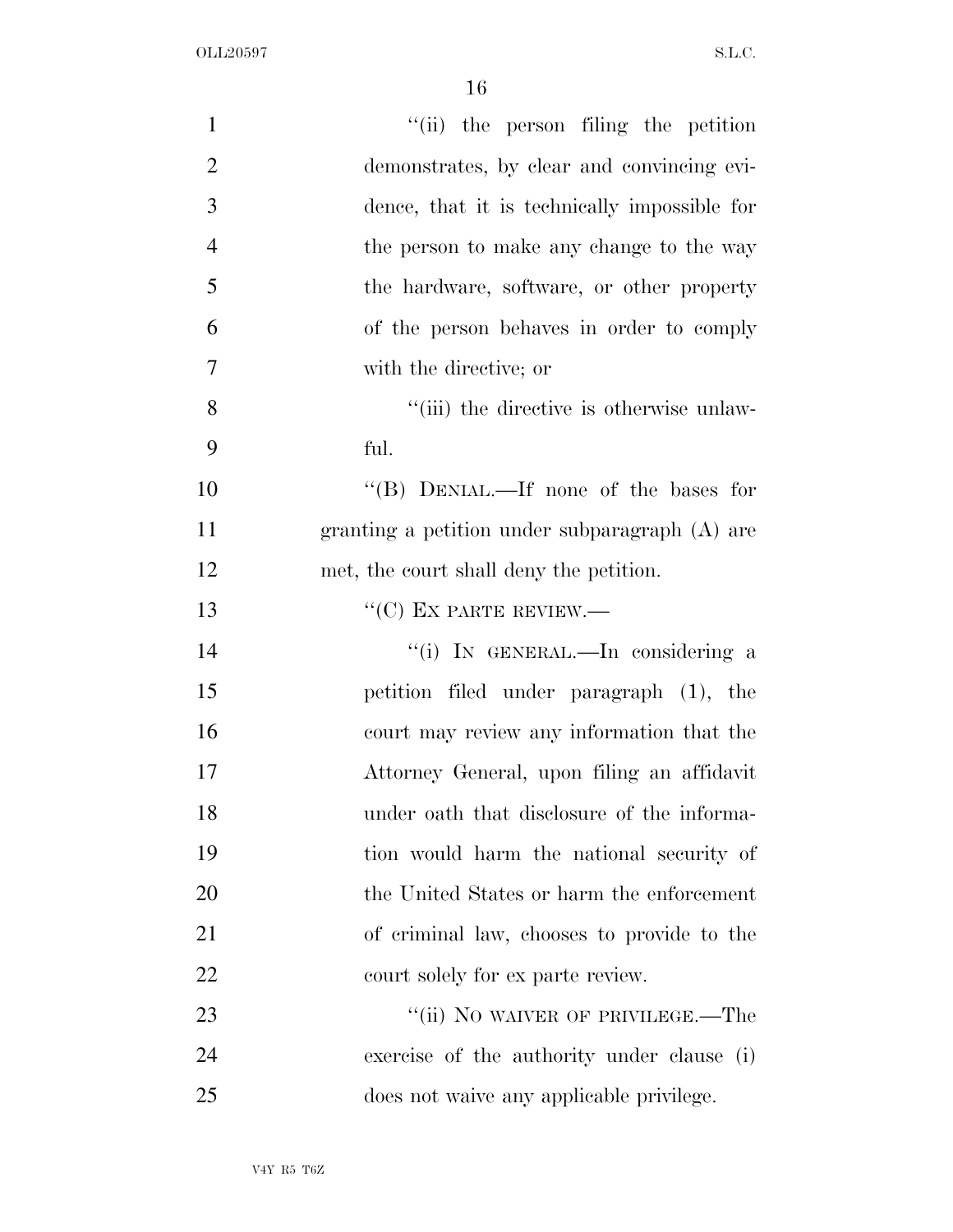"(ii) the person filing the petition demonstrates, by clear and convincing evidence, that it is technically impossible for the person to make any change to the way the hardware, software, or other property of the person behaves in order to comply with the directive; or

"(iii) the directive is otherwise unlawful.

"(B) DENIAL.—If none of the bases for granting a petition under subparagraph (A) are met, the court shall deny the petition.

"(C) EX PARTE REVIEW.—

"(i) IN GENERAL.—In considering a petition filed under paragraph (1), the court may review any information that the Attorney General, upon filing an affidavit under oath that disclosure of the information would harm the national security of the United States or harm the enforcement of criminal law, chooses to provide to the court solely for ex parte review.

"(ii) NO WAIVER OF PRIVILEGE.—The exercise of the authority under clause (i) does not waive any applicable privilege.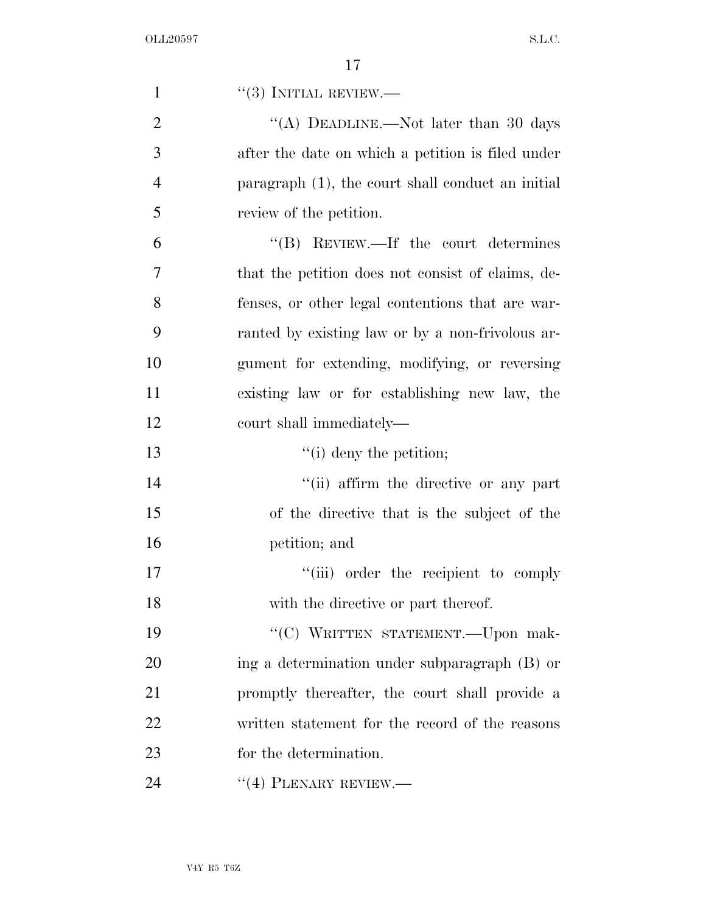"(3) INITIAL REVIEW.—

"(A) DEADLINE.—Not later than 30 days after the date on which a petition is filed under paragraph (1), the court shall conduct an initial review of the petition.

"(B) REVIEW.—If the court determines that the petition does not consist of claims, defenses, or other legal contentions that are warranted by existing law or by a non-frivolous argument for extending, modifying, or reversing existing law or for establishing new law, the court shall immediately—

"(i) deny the petition;

"(ii) affirm the directive or any part of the directive that is the subject of the petition; and

"(iii) order the recipient to comply with the directive or part thereof.

"(C) WRITTEN STATEMENT.—Upon making a determination under subparagraph (B) or promptly thereafter, the court shall provide a written statement for the record of the reasons for the determination.

"(4) PLENARY REVIEW.—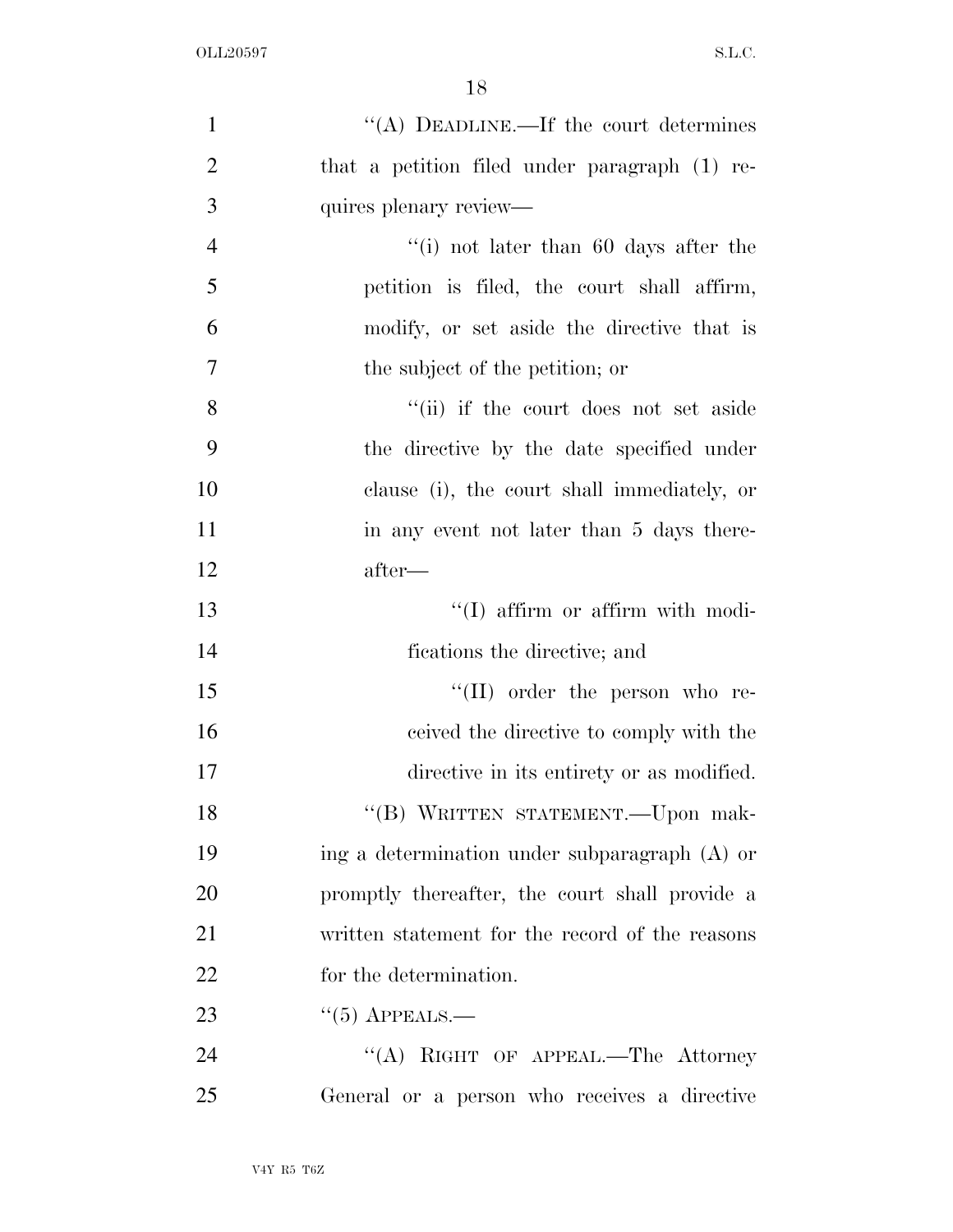"(A) DEADLINE.—If the court determines that a petition filed under paragraph (1) requires plenary review—

"(i) not later than 60 days after the petition is filed, the court shall affirm, modify, or set aside the directive that is the subject of the petition; or

"(ii) if the court does not set aside the directive by the date specified under clause (i), the court shall immediately, or in any event not later than 5 days thereafter—

"(I) affirm or affirm with modifications the directive; and

"(II) order the person who received the directive to comply with the directive in its entirety or as modified.

"(B) WRITTEN STATEMENT.—Upon making a determination under subparagraph (A) or promptly thereafter, the court shall provide a written statement for the record of the reasons for the determination.

"(5) APPEALS.—

"(A) RIGHT OF APPEAL.—The Attorney General or a person who receives a directive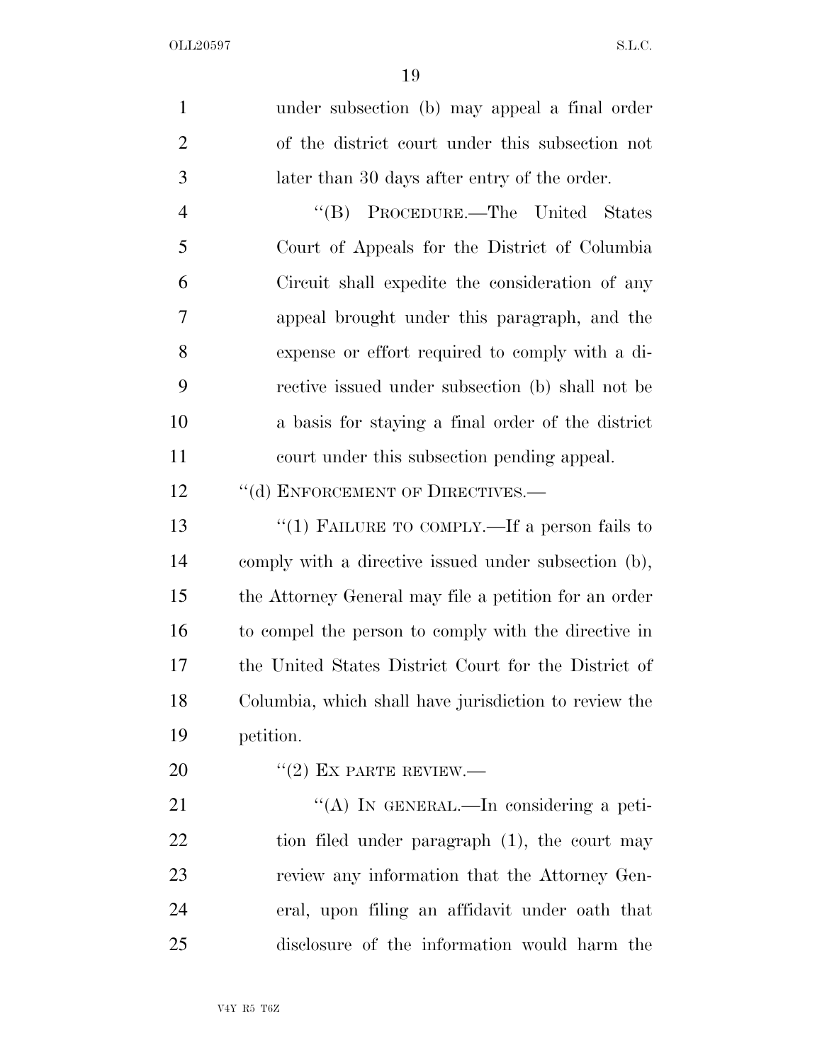under subsection (b) may appeal a final order of the district court under this subsection not later than 30 days after entry of the order.

"(B) PROCEDURE.—The United States Court of Appeals for the District of Columbia Circuit shall expedite the consideration of any appeal brought under this paragraph, and the expense or effort required to comply with a directive issued under subsection (b) shall not be a basis for staying a final order of the district court under this subsection pending appeal.

"(d) ENFORCEMENT OF DIRECTIVES.—

"(1) FAILURE TO COMPLY.—If a person fails to comply with a directive issued under subsection (b), the Attorney General may file a petition for an order to compel the person to comply with the directive in the United States District Court for the District of Columbia, which shall have jurisdiction to review the petition.

"(2) EX PARTE REVIEW.—

"(A) IN GENERAL.—In considering a petition filed under paragraph (1), the court may review any information that the Attorney General, upon filing an affidavit under oath that disclosure of the information would harm the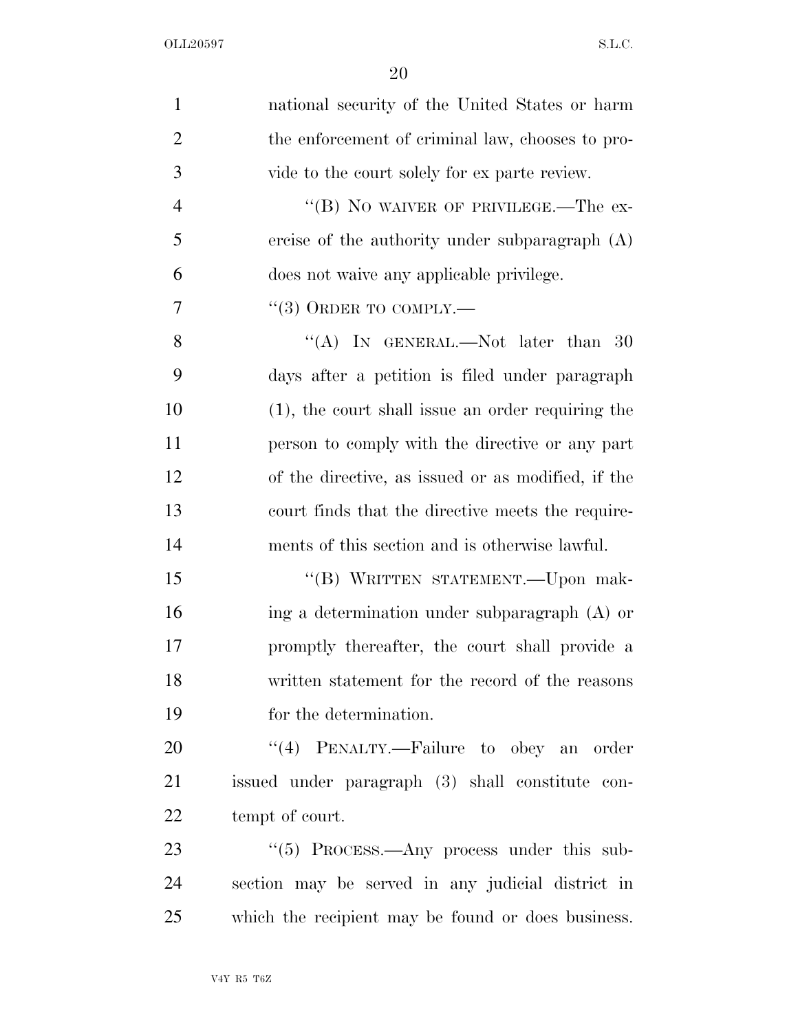national security of the United States or harm the enforcement of criminal law, chooses to provide to the court solely for ex parte review.

"(B) NO WAIVER OF PRIVILEGE.—The exercise of the authority under subparagraph (A) does not waive any applicable privilege.

"(3) ORDER TO COMPLY.—

"(A) IN GENERAL.—Not later than 30 days after a petition is filed under paragraph (1), the court shall issue an order requiring the person to comply with the directive or any part of the directive, as issued or as modified, if the court finds that the directive meets the requirements of this section and is otherwise lawful.

"(B) WRITTEN STATEMENT.—Upon making a determination under subparagraph (A) or promptly thereafter, the court shall provide a written statement for the record of the reasons for the determination.

"(4) PENALTY.—Failure to obey an order issued under paragraph (3) shall constitute contempt of court.

"(5) PROCESS.—Any process under this subsection may be served in any judicial district in which the recipient may be found or does business.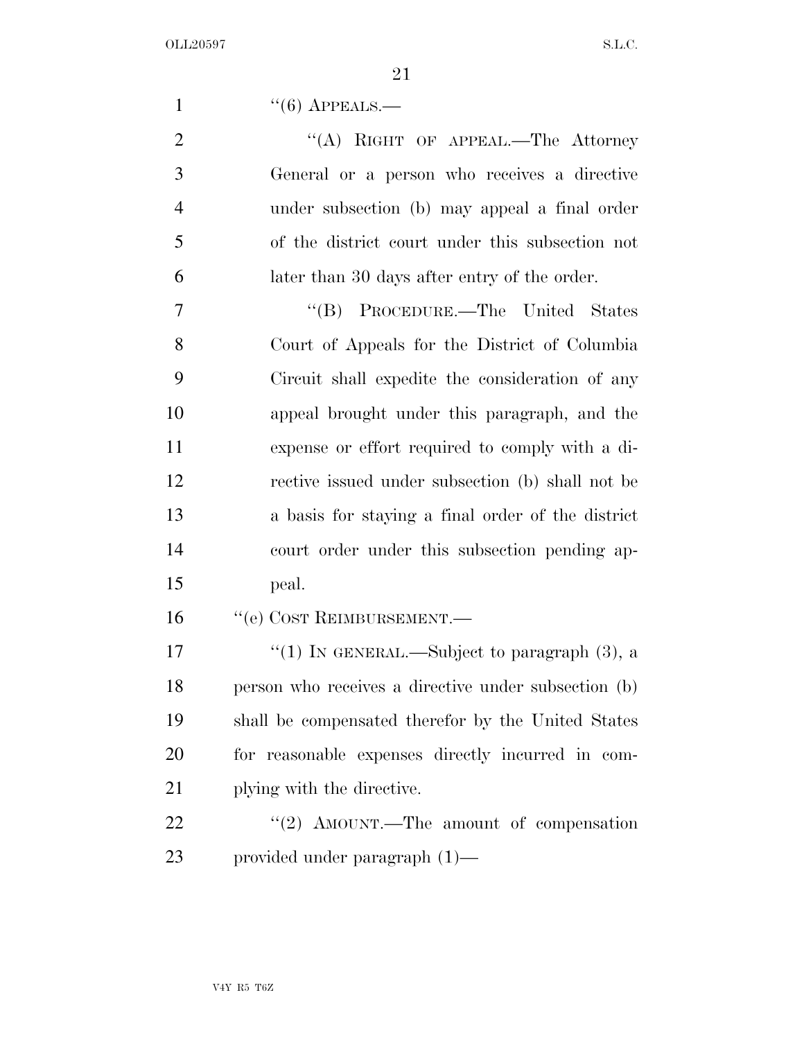"(6) APPEALS.—

"(A) RIGHT OF APPEAL.—The Attorney General or a person who receives a directive under subsection (b) may appeal a final order of the district court under this subsection not later than 30 days after entry of the order.

"(B) PROCEDURE.—The United States Court of Appeals for the District of Columbia Circuit shall expedite the consideration of any appeal brought under this paragraph, and the expense or effort required to comply with a directive issued under subsection (b) shall not be a basis for staying a final order of the district court order under this subsection pending appeal.

"(e) COST REIMBURSEMENT.—

"(1) IN GENERAL.—Subject to paragraph (3), a person who receives a directive under subsection (b) shall be compensated therefor by the United States for reasonable expenses directly incurred in complying with the directive.

"(2) AMOUNT.—The amount of compensation provided under paragraph (1)—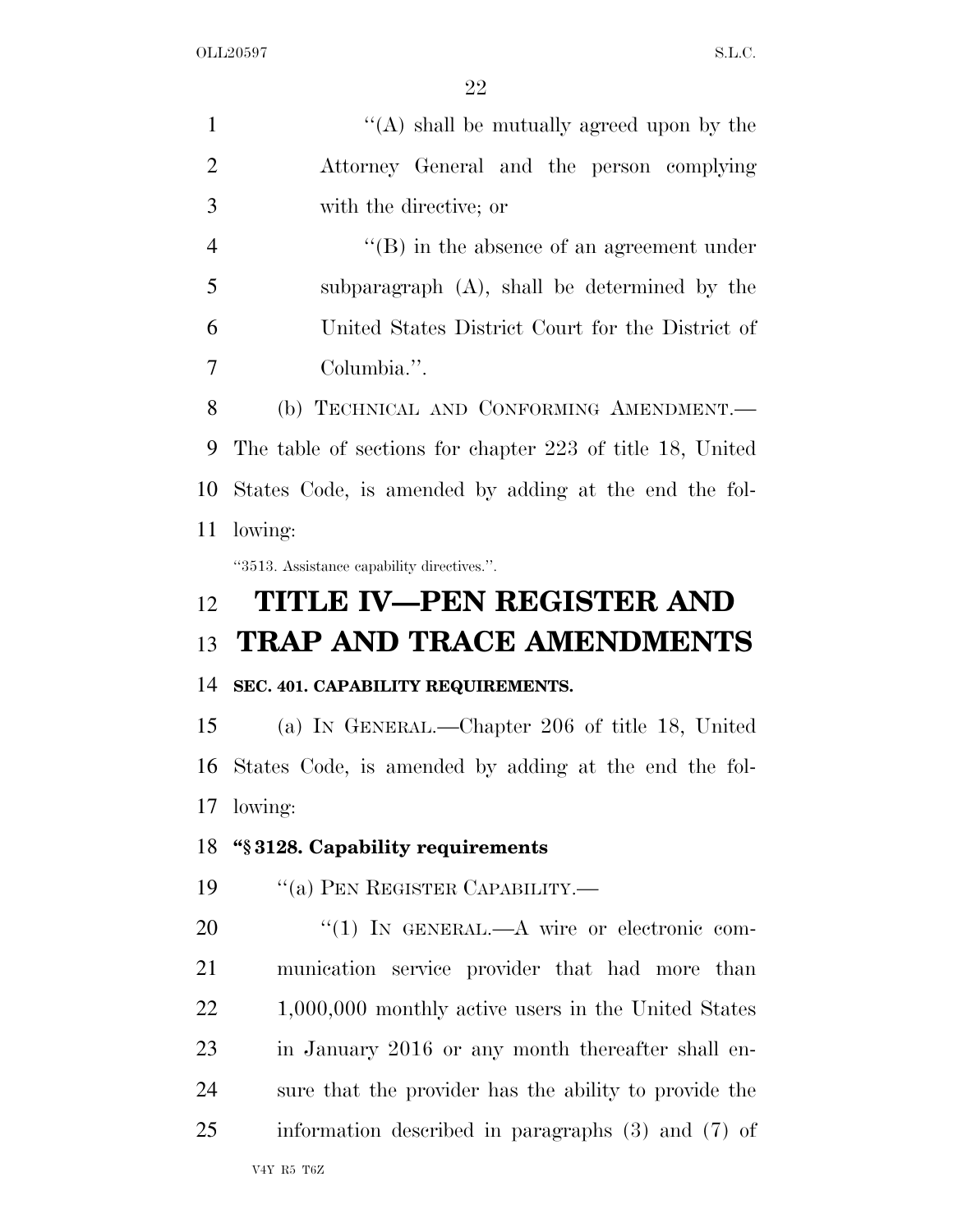"(A) shall be mutually agreed upon by the Attorney General and the person complying with the directive; or

"(B) in the absence of an agreement under subparagraph (A), shall be determined by the United States District Court for the District of Columbia.".

(b) TECHNICAL AND CONFORMING AMENDMENT.—The table of sections for chapter 223 of title 18, United States Code, is amended by adding at the end the following:

"3513. Assistance capability directives.".

# TITLE IV—PEN REGISTER AND TRAP AND TRACE AMENDMENTS

### SEC. 401. CAPABILITY REQUIREMENTS.

(a) IN GENERAL.—Chapter 206 of title 18, United States Code, is amended by adding at the end the following:

**"§ 3128. Capability requirements**

"(a) PEN REGISTER CAPABILITY.—

"(1) IN GENERAL.—A wire or electronic communication service provider that had more than 1,000,000 monthly active users in the United States in January 2016 or any month thereafter shall ensure that the provider has the ability to provide the information described in paragraphs (3) and (7) of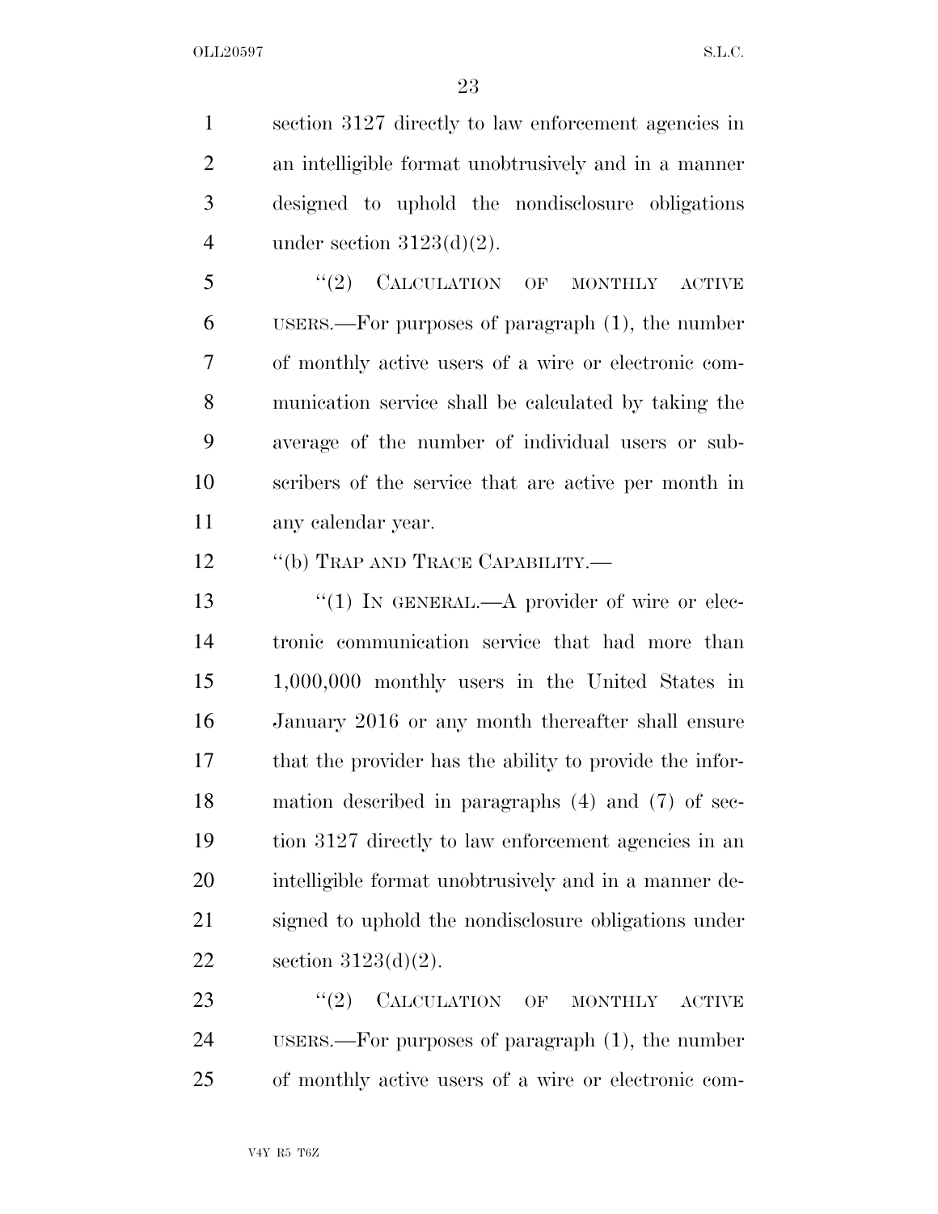section 3127 directly to law enforcement agencies in an intelligible format unobtrusively and in a manner designed to uphold the nondisclosure obligations under section 3123(d)(2).

"(2) CALCULATION OF MONTHLY ACTIVE USERS.—For purposes of paragraph (1), the number of monthly active users of a wire or electronic communication service shall be calculated by taking the average of the number of individual users or subscribers of the service that are active per month in any calendar year.

"(b) TRAP AND TRACE CAPABILITY.—

"(1) IN GENERAL.—A provider of wire or electronic communication service that had more than 1,000,000 monthly users in the United States in January 2016 or any month thereafter shall ensure that the provider has the ability to provide the information described in paragraphs (4) and (7) of section 3127 directly to law enforcement agencies in an intelligible format unobtrusively and in a manner designed to uphold the nondisclosure obligations under section 3123(d)(2).

"(2) CALCULATION OF MONTHLY ACTIVE USERS.—For purposes of paragraph (1), the number of monthly active users of a wire or electronic com-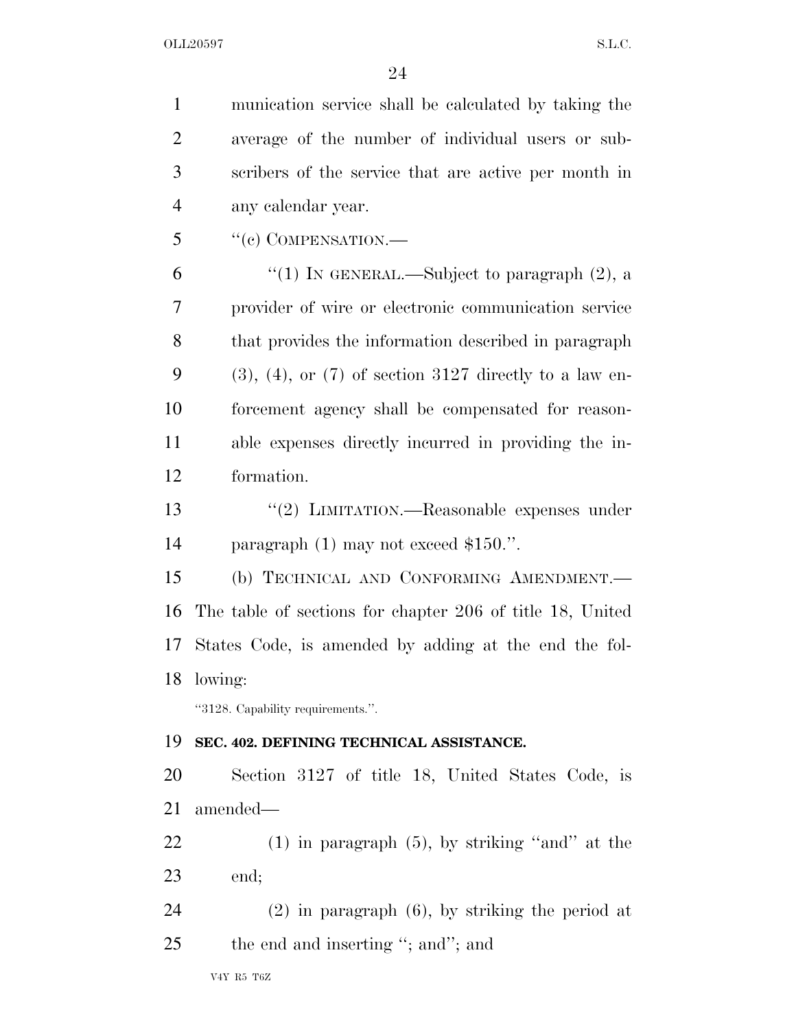munication service shall be calculated by taking the average of the number of individual users or subscribers of the service that are active per month in any calendar year.

''(c) COMPENSATION.—

''(1) IN GENERAL.—Subject to paragraph (2), a provider of wire or electronic communication service that provides the information described in paragraph (3), (4), or (7) of section 3127 directly to a law enforcement agency shall be compensated for reasonable expenses directly incurred in providing the information.

''(2) LIMITATION.—Reasonable expenses under paragraph (1) may not exceed $150.''.

(b) TECHNICAL AND CONFORMING AMENDMENT.— The table of sections for chapter 206 of title 18, United States Code, is amended by adding at the end the following:

''3128. Capability requirements.''.

**SEC. 402. DEFINING TECHNICAL ASSISTANCE.**

Section 3127 of title 18, United States Code, is amended—

(1) in paragraph (5), by striking ''and'' at the end;

(2) in paragraph (6), by striking the period at the end and inserting ''; and''; and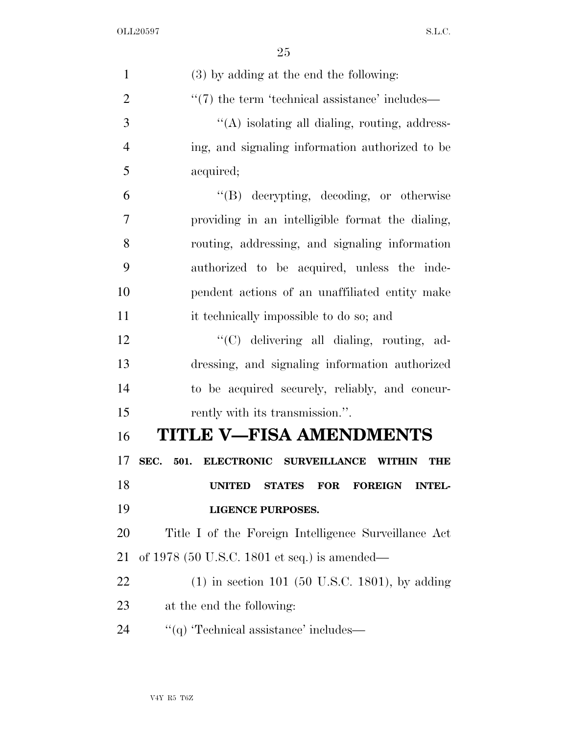(3) by adding at the end the following:

''(7) the term 'technical assistance' includes—

''(A) isolating all dialing, routing, addressing, and signaling information authorized to be acquired;

''(B) decrypting, decoding, or otherwise providing in an intelligible format the dialing, routing, addressing, and signaling information authorized to be acquired, unless the independent actions of an unaffiliated entity make it technically impossible to do so; and

''(C) delivering all dialing, routing, addressing, and signaling information authorized to be acquired securely, reliably, and concurrently with its transmission.''.

# TITLE V—FISA AMENDMENTS

**SEC. 501. ELECTRONIC SURVEILLANCE WITHIN THE UNITED STATES FOR FOREIGN INTELLIGENCE PURPOSES.**

Title I of the Foreign Intelligence Surveillance Act of 1978 (50 U.S.C. 1801 et seq.) is amended—

(1) in section 101 (50 U.S.C. 1801), by adding at the end the following:

''(q) 'Technical assistance' includes—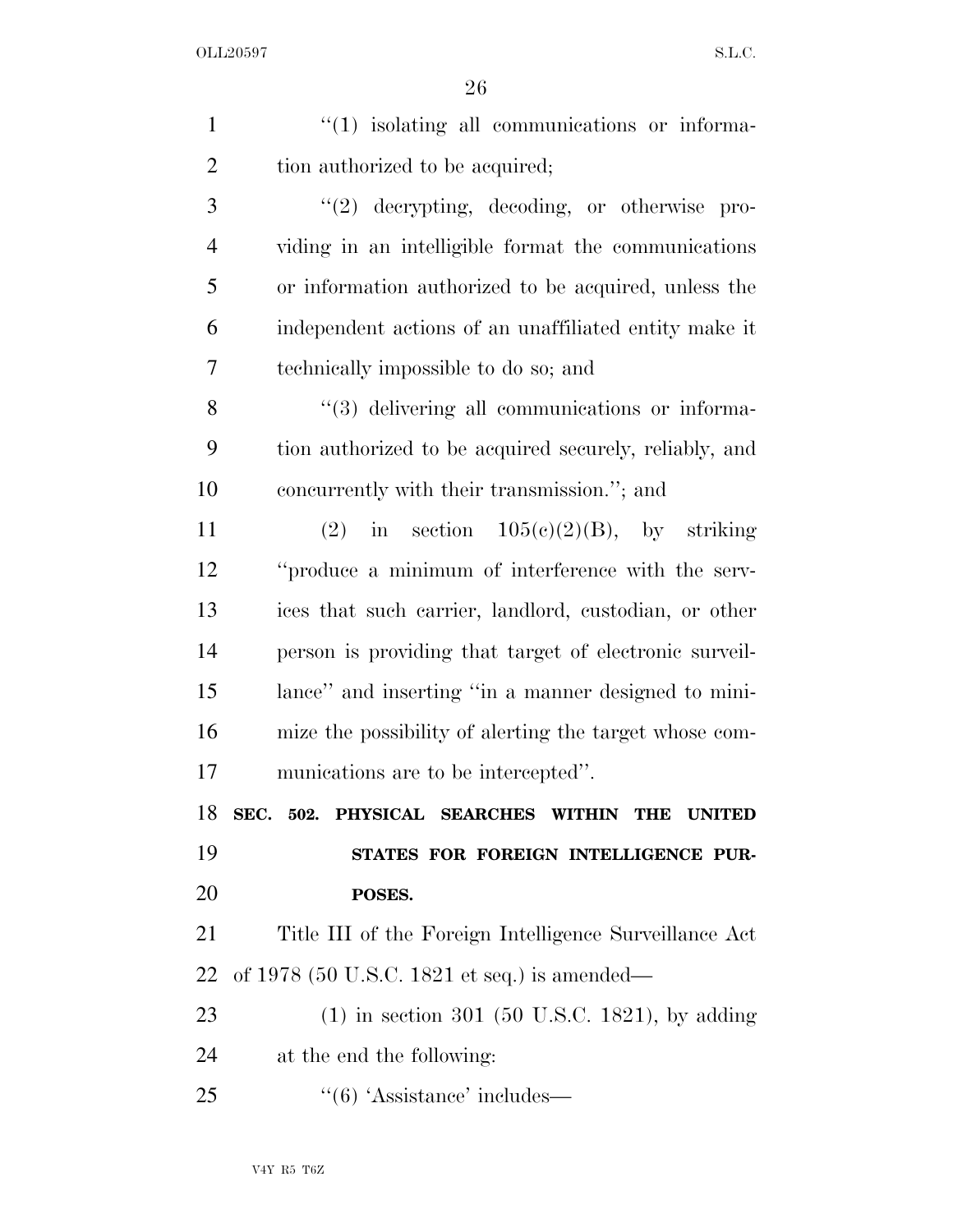"(1) isolating all communications or information authorized to be acquired;

"(2) decrypting, decoding, or otherwise providing in an intelligible format the communications or information authorized to be acquired, unless the independent actions of an unaffiliated entity make it technically impossible to do so; and

"(3) delivering all communications or information authorized to be acquired securely, reliably, and concurrently with their transmission."; and

(2) in section 105(c)(2)(B), by striking "produce a minimum of interference with the services that such carrier, landlord, custodian, or other person is providing that target of electronic surveillance" and inserting "in a manner designed to minimize the possibility of alerting the target whose communications are to be intercepted".

**SEC. 502. PHYSICAL SEARCHES WITHIN THE UNITED STATES FOR FOREIGN INTELLIGENCE PURPOSES.**

Title III of the Foreign Intelligence Surveillance Act of 1978 (50 U.S.C. 1821 et seq.) is amended—

(1) in section 301 (50 U.S.C. 1821), by adding at the end the following:

"(6) 'Assistance' includes—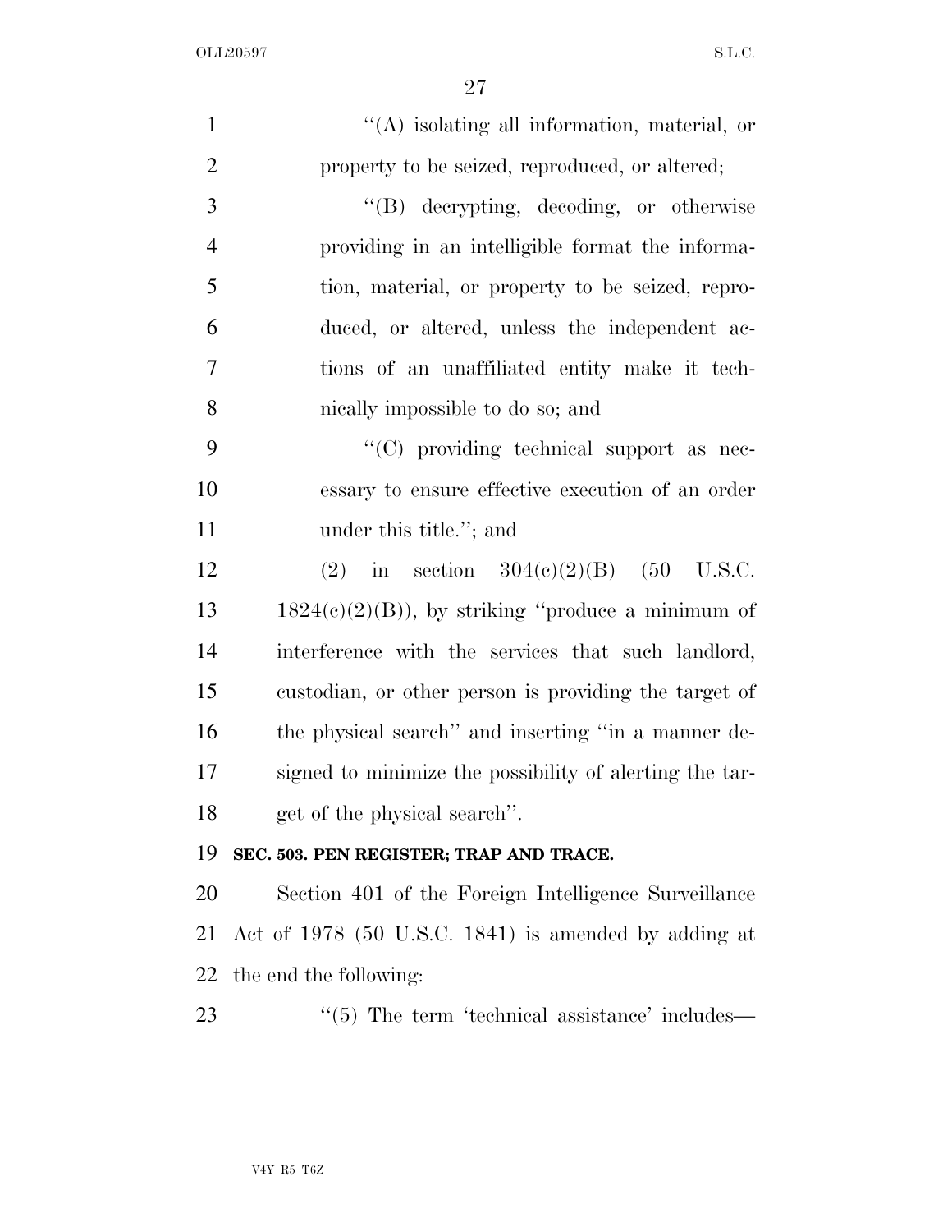"(A) isolating all information, material, or property to be seized, reproduced, or altered;

"(B) decrypting, decoding, or otherwise providing in an intelligible format the information, material, or property to be seized, reproduced, or altered, unless the independent actions of an unaffiliated entity make it technically impossible to do so; and

"(C) providing technical support as necessary to ensure effective execution of an order under this title."; and

(2) in section 304(c)(2)(B) (50 U.S.C. 1824(c)(2)(B)), by striking "produce a minimum of interference with the services that such landlord, custodian, or other person is providing the target of the physical search" and inserting "in a manner designed to minimize the possibility of alerting the target of the physical search".

**SEC. 503. PEN REGISTER; TRAP AND TRACE.**

Section 401 of the Foreign Intelligence Surveillance Act of 1978 (50 U.S.C. 1841) is amended by adding at the end the following:

"(5) The term 'technical assistance' includes—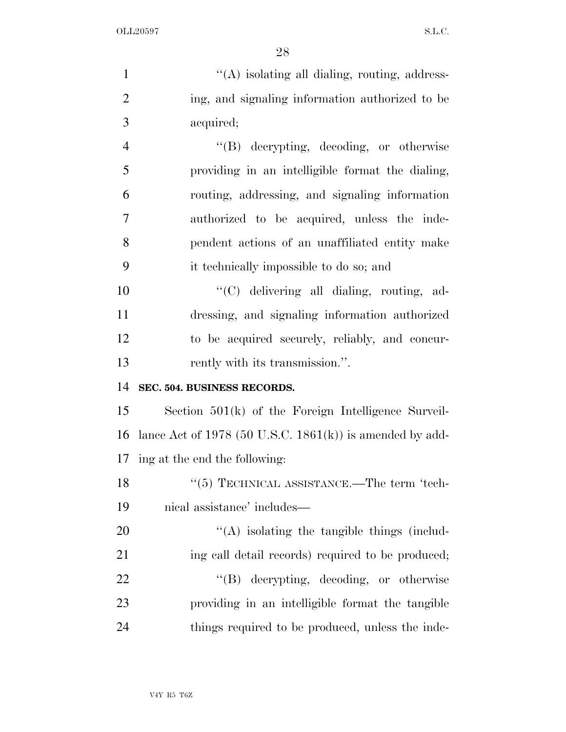"(A) isolating all dialing, routing, addressing, and signaling information authorized to be acquired;

"(B) decrypting, decoding, or otherwise providing in an intelligible format the dialing, routing, addressing, and signaling information authorized to be acquired, unless the independent actions of an unaffiliated entity make it technically impossible to do so; and

"(C) delivering all dialing, routing, addressing, and signaling information authorized to be acquired securely, reliably, and concurrently with its transmission.".

**SEC. 504. BUSINESS RECORDS.**

Section 501(k) of the Foreign Intelligence Surveillance Act of 1978 (50 U.S.C. 1861(k)) is amended by adding at the end the following:

"(5) TECHNICAL ASSISTANCE.—The term 'technical assistance' includes—

"(A) isolating the tangible things (including call detail records) required to be produced;

"(B) decrypting, decoding, or otherwise providing in an intelligible format the tangible things required to be produced, unless the inde-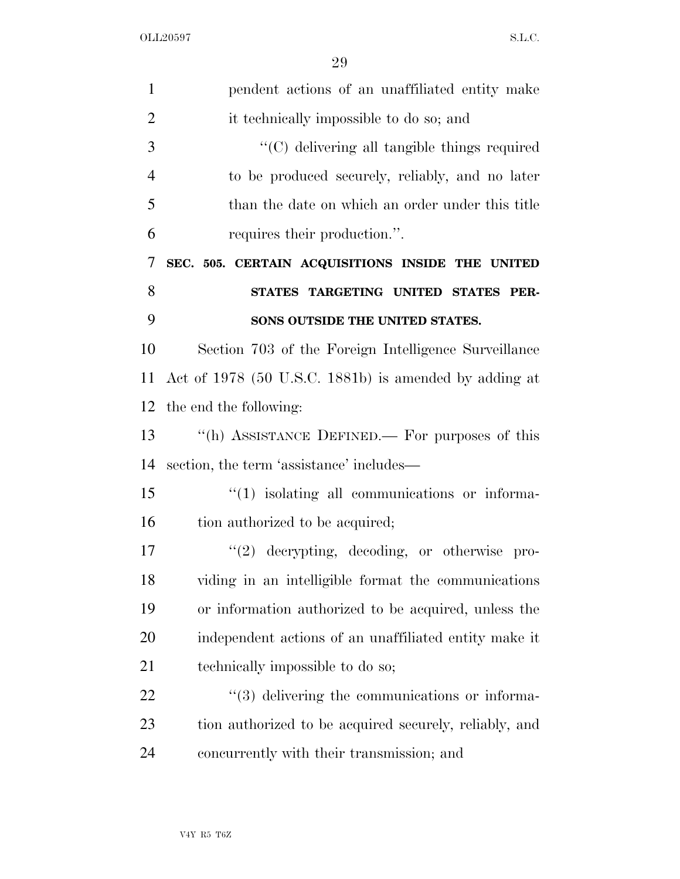pendent actions of an unaffiliated entity make it technically impossible to do so; and

"(C) delivering all tangible things required to be produced securely, reliably, and no later than the date on which an order under this title requires their production.".

**SEC. 505. CERTAIN ACQUISITIONS INSIDE THE UNITED STATES TARGETING UNITED STATES PERSONS OUTSIDE THE UNITED STATES.**

Section 703 of the Foreign Intelligence Surveillance Act of 1978 (50 U.S.C. 1881b) is amended by adding at the end the following:

"(h) ASSISTANCE DEFINED.— For purposes of this section, the term 'assistance' includes—

"(1) isolating all communications or information authorized to be acquired;

"(2) decrypting, decoding, or otherwise providing in an intelligible format the communications or information authorized to be acquired, unless the independent actions of an unaffiliated entity make it technically impossible to do so;

"(3) delivering the communications or information authorized to be acquired securely, reliably, and concurrently with their transmission; and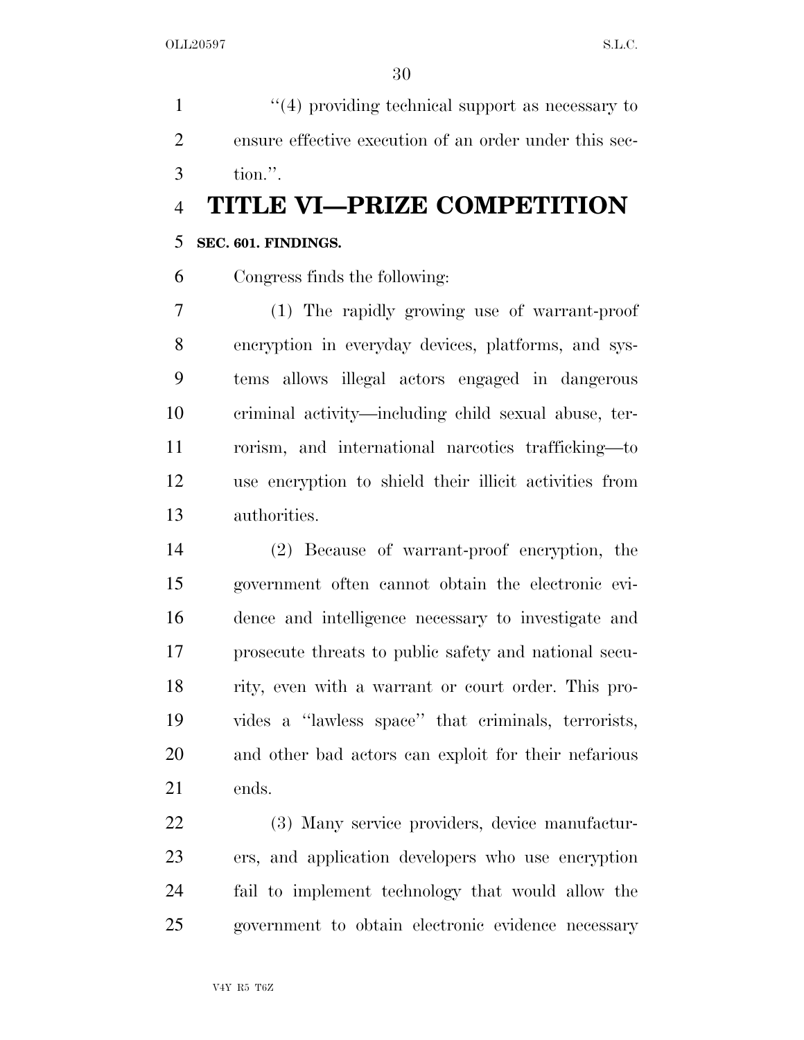"(4) providing technical support as necessary to ensure effective execution of an order under this section.".

# TITLE VI—PRIZE COMPETITION

**SEC. 601. FINDINGS.**

Congress finds the following:

(1) The rapidly growing use of warrant-proof encryption in everyday devices, platforms, and systems allows illegal actors engaged in dangerous criminal activity—including child sexual abuse, terrorism, and international narcotics trafficking—to use encryption to shield their illicit activities from authorities.

(2) Because of warrant-proof encryption, the government often cannot obtain the electronic evidence and intelligence necessary to investigate and prosecute threats to public safety and national security, even with a warrant or court order. This provides a "lawless space" that criminals, terrorists, and other bad actors can exploit for their nefarious ends.

(3) Many service providers, device manufacturers, and application developers who use encryption fail to implement technology that would allow the government to obtain electronic evidence necessary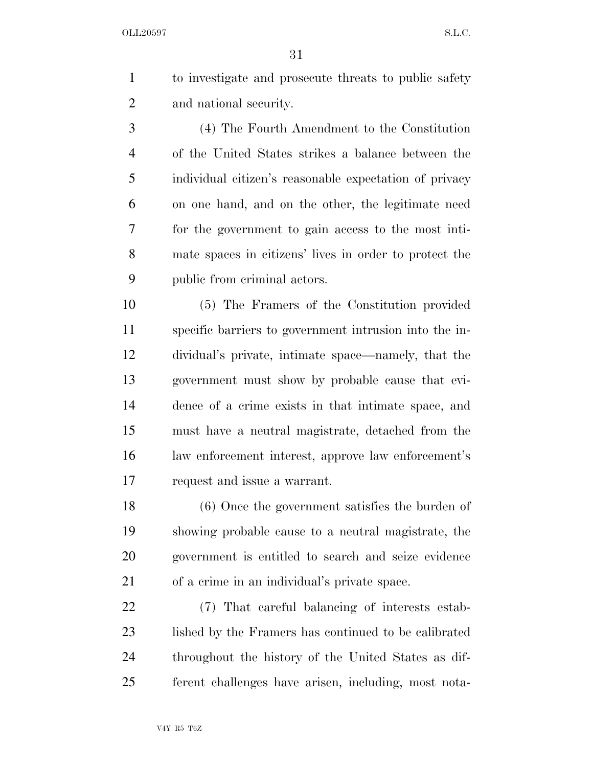to investigate and prosecute threats to public safety and national security.

(4) The Fourth Amendment to the Constitution of the United States strikes a balance between the individual citizen's reasonable expectation of privacy on one hand, and on the other, the legitimate need for the government to gain access to the most intimate spaces in citizens' lives in order to protect the public from criminal actors.

(5) The Framers of the Constitution provided specific barriers to government intrusion into the individual's private, intimate space—namely, that the government must show by probable cause that evidence of a crime exists in that intimate space, and must have a neutral magistrate, detached from the law enforcement interest, approve law enforcement's request and issue a warrant.

(6) Once the government satisfies the burden of showing probable cause to a neutral magistrate, the government is entitled to search and seize evidence of a crime in an individual's private space.

(7) That careful balancing of interests established by the Framers has continued to be calibrated throughout the history of the United States as different challenges have arisen, including, most nota-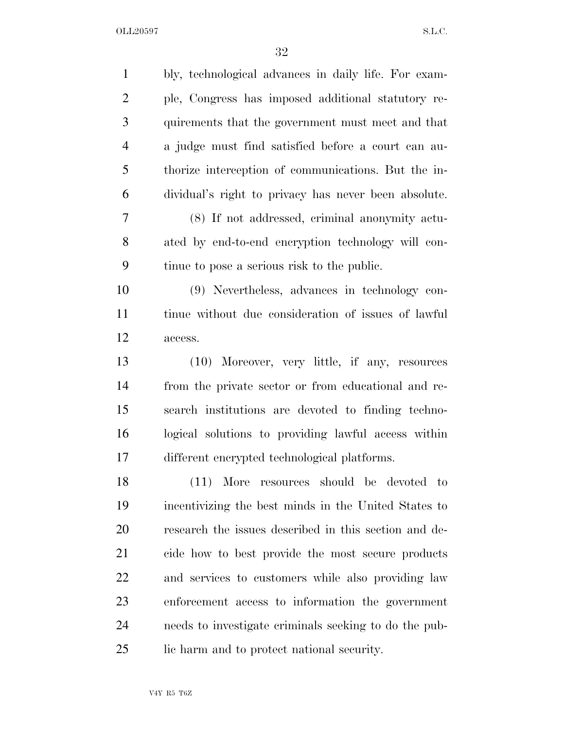bly, technological advances in daily life. For example, Congress has imposed additional statutory requirements that the government must meet and that a judge must find satisfied before a court can authorize interception of communications. But the individual's right to privacy has never been absolute.

(8) If not addressed, criminal anonymity actuated by end-to-end encryption technology will continue to pose a serious risk to the public.

(9) Nevertheless, advances in technology continue without due consideration of issues of lawful access.

(10) Moreover, very little, if any, resources from the private sector or from educational and research institutions are devoted to finding technological solutions to providing lawful access within different encrypted technological platforms.

(11) More resources should be devoted to incentivizing the best minds in the United States to research the issues described in this section and decide how to best provide the most secure products and services to customers while also providing law enforcement access to information the government needs to investigate criminals seeking to do the public harm and to protect national security.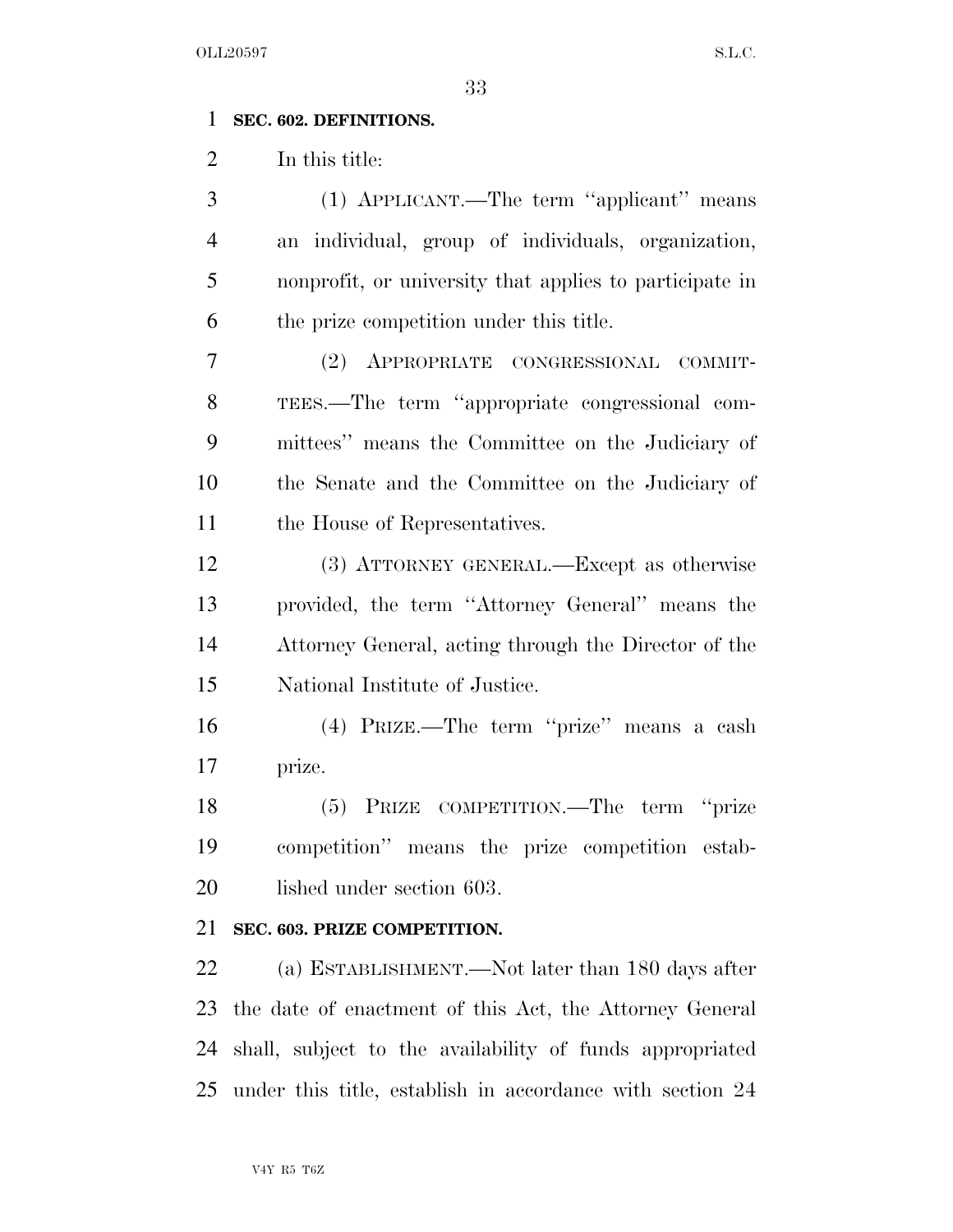**SEC. 602. DEFINITIONS.**

In this title:

(1) APPLICANT.—The term ''applicant'' means an individual, group of individuals, organization, nonprofit, or university that applies to participate in the prize competition under this title.

(2) APPROPRIATE CONGRESSIONAL COMMITTEES.—The term ''appropriate congressional committees'' means the Committee on the Judiciary of the Senate and the Committee on the Judiciary of the House of Representatives.

(3) ATTORNEY GENERAL.—Except as otherwise provided, the term ''Attorney General'' means the Attorney General, acting through the Director of the National Institute of Justice.

(4) PRIZE.—The term ''prize'' means a cash prize.

(5) PRIZE COMPETITION.—The term ''prize competition'' means the prize competition established under section 603.

**SEC. 603. PRIZE COMPETITION.**

(a) ESTABLISHMENT.—Not later than 180 days after the date of enactment of this Act, the Attorney General shall, subject to the availability of funds appropriated under this title, establish in accordance with section 24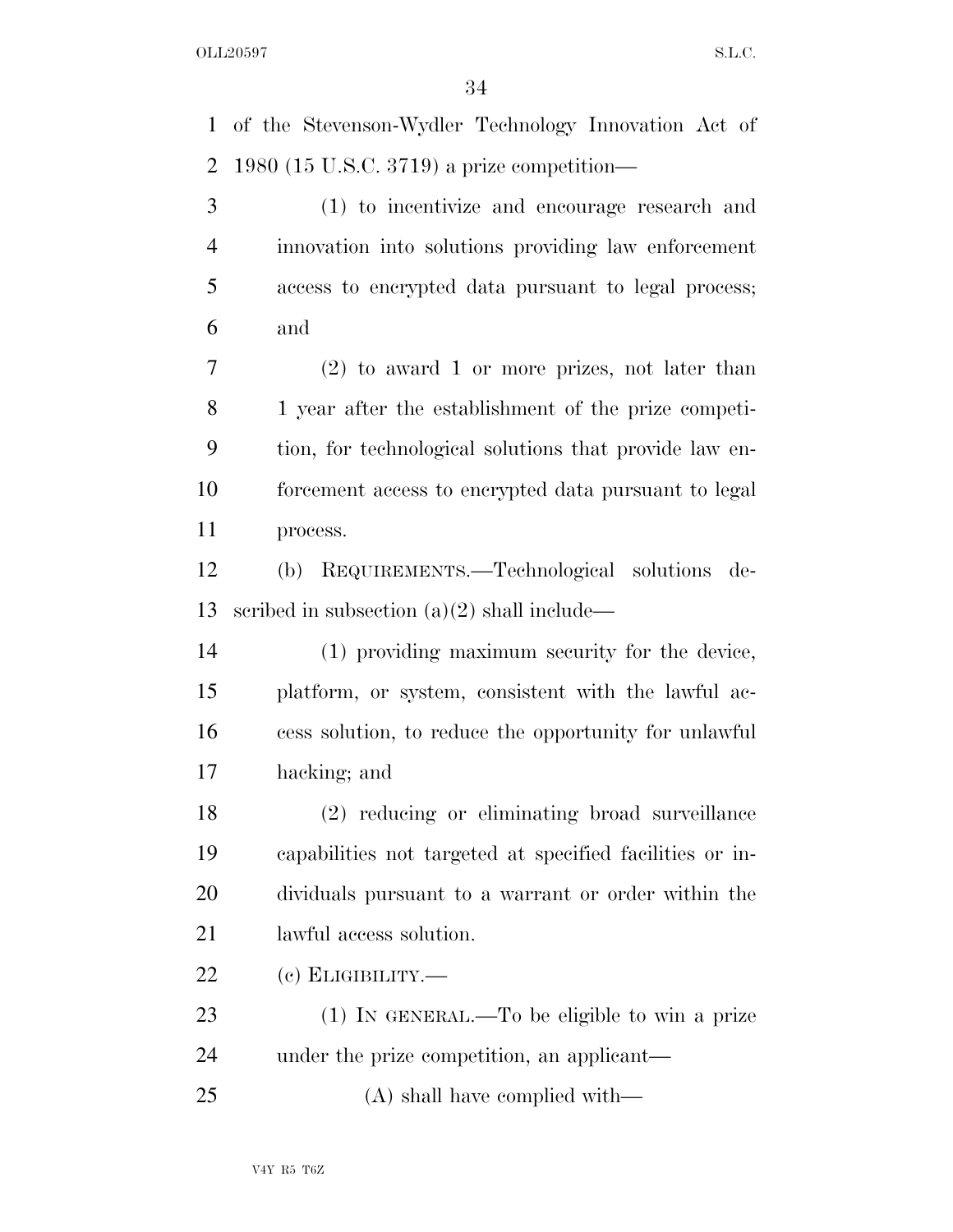of the Stevenson-Wydler Technology Innovation Act of 1980 (15 U.S.C. 3719) a prize competition—

(1) to incentivize and encourage research and innovation into solutions providing law enforcement access to encrypted data pursuant to legal process; and

(2) to award 1 or more prizes, not later than 1 year after the establishment of the prize competition, for technological solutions that provide law enforcement access to encrypted data pursuant to legal process.

(b) REQUIREMENTS.—Technological solutions described in subsection (a)(2) shall include—

(1) providing maximum security for the device, platform, or system, consistent with the lawful access solution, to reduce the opportunity for unlawful hacking; and

(2) reducing or eliminating broad surveillance capabilities not targeted at specified facilities or individuals pursuant to a warrant or order within the lawful access solution.

(c) ELIGIBILITY.—

(1) IN GENERAL.—To be eligible to win a prize under the prize competition, an applicant—

(A) shall have complied with—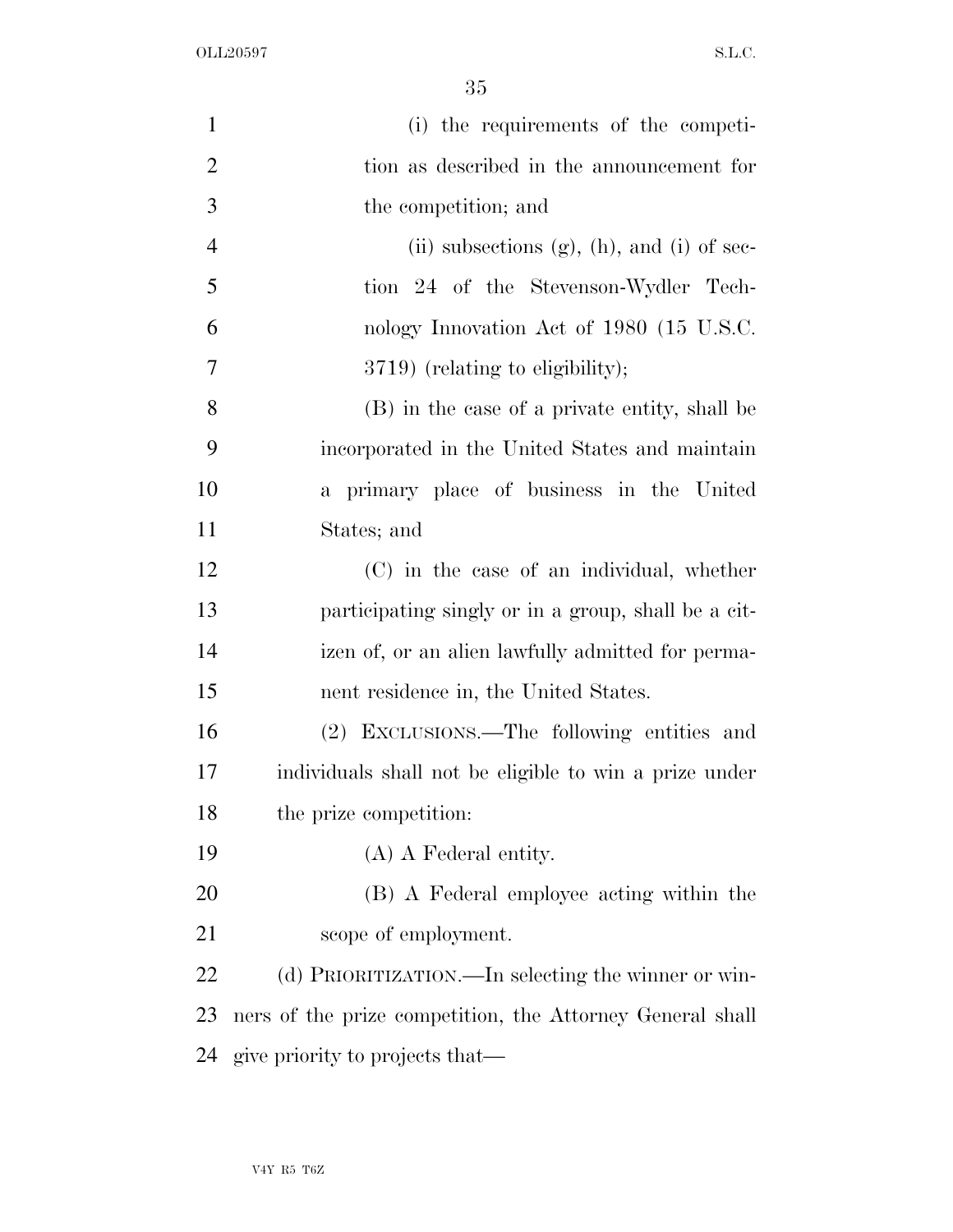(i) the requirements of the competition as described in the announcement for the competition; and

(ii) subsections (g), (h), and (i) of section 24 of the Stevenson-Wydler Technology Innovation Act of 1980 (15 U.S.C. 3719) (relating to eligibility);

(B) in the case of a private entity, shall be incorporated in the United States and maintain a primary place of business in the United States; and

(C) in the case of an individual, whether participating singly or in a group, shall be a citizen of, or an alien lawfully admitted for permanent residence in, the United States.

(2) EXCLUSIONS.—The following entities and individuals shall not be eligible to win a prize under the prize competition:

(A) A Federal entity.

(B) A Federal employee acting within the scope of employment.

(d) PRIORITIZATION.—In selecting the winner or winners of the prize competition, the Attorney General shall give priority to projects that—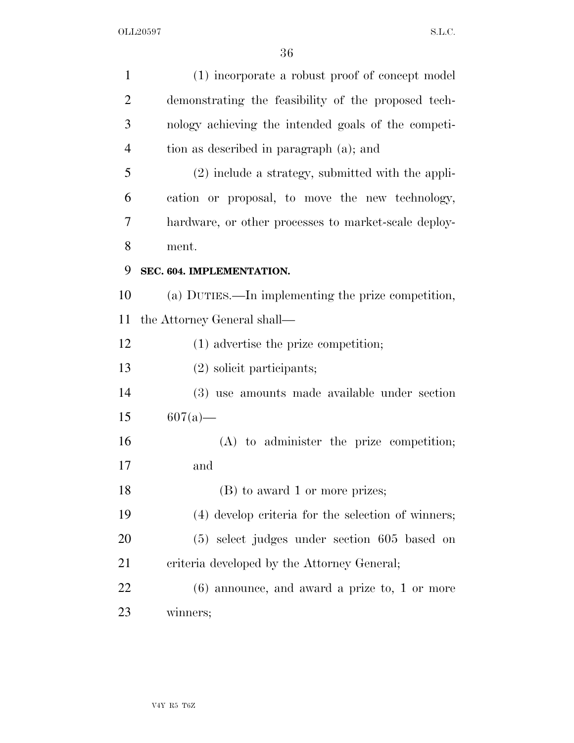(1) incorporate a robust proof of concept model demonstrating the feasibility of the proposed technology achieving the intended goals of the competition as described in paragraph (a); and

(2) include a strategy, submitted with the application or proposal, to move the new technology, hardware, or other processes to market-scale deployment.

**SEC. 604. IMPLEMENTATION.**

(a) DUTIES.—In implementing the prize competition, the Attorney General shall—

(1) advertise the prize competition;

(2) solicit participants;

(3) use amounts made available under section 607(a)—

(A) to administer the prize competition; and

(B) to award 1 or more prizes;

(4) develop criteria for the selection of winners;

(5) select judges under section 605 based on criteria developed by the Attorney General;

(6) announce, and award a prize to, 1 or more winners;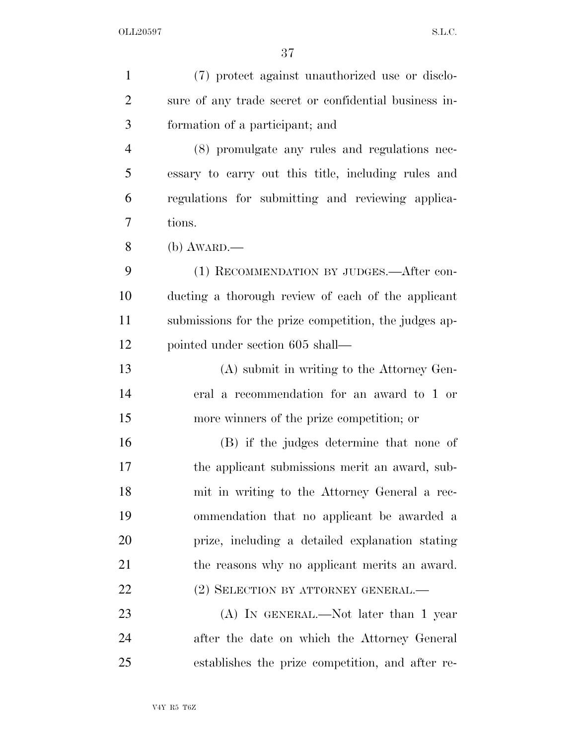(7) protect against unauthorized use or disclosure of any trade secret or confidential business information of a participant; and

(8) promulgate any rules and regulations necessary to carry out this title, including rules and regulations for submitting and reviewing applications.

(b) AWARD.—

(1) RECOMMENDATION BY JUDGES.—After conducting a thorough review of each of the applicant submissions for the prize competition, the judges appointed under section 605 shall—

(A) submit in writing to the Attorney General a recommendation for an award to 1 or more winners of the prize competition; or

(B) if the judges determine that none of the applicant submissions merit an award, submit in writing to the Attorney General a recommendation that no applicant be awarded a prize, including a detailed explanation stating the reasons why no applicant merits an award.

(2) SELECTION BY ATTORNEY GENERAL.—

(A) IN GENERAL.—Not later than 1 year after the date on which the Attorney General establishes the prize competition, and after re-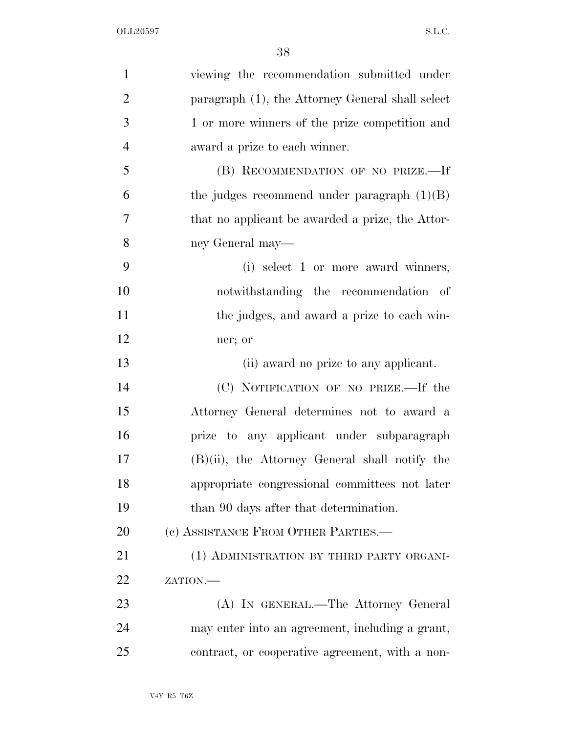viewing the recommendation submitted under paragraph (1), the Attorney General shall select 1 or more winners of the prize competition and award a prize to each winner.

(B) RECOMMENDATION OF NO PRIZE.—If the judges recommend under paragraph (1)(B) that no applicant be awarded a prize, the Attorney General may—

(i) select 1 or more award winners, notwithstanding the recommendation of the judges, and award a prize to each winner; or

(ii) award no prize to any applicant.

(C) NOTIFICATION OF NO PRIZE.—If the Attorney General determines not to award a prize to any applicant under subparagraph (B)(ii), the Attorney General shall notify the appropriate congressional committees not later than 90 days after that determination.

(c) ASSISTANCE FROM OTHER PARTIES.—

(1) ADMINISTRATION BY THIRD PARTY ORGANIZATION.—

(A) IN GENERAL.—The Attorney General may enter into an agreement, including a grant, contract, or cooperative agreement, with a non-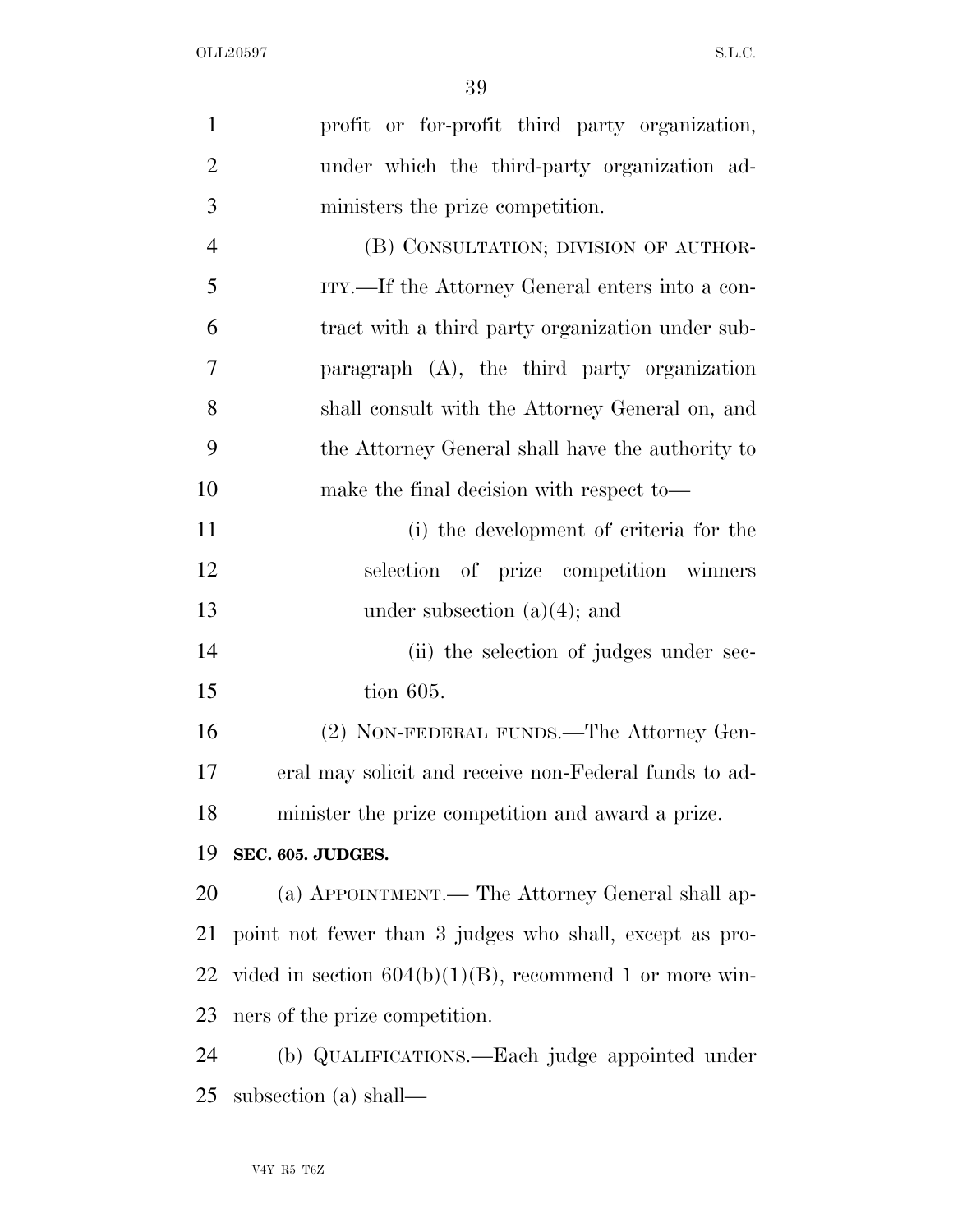profit or for-profit third party organization, under which the third-party organization administers the prize competition.

(B) CONSULTATION; DIVISION OF AUTHORITY.—If the Attorney General enters into a contract with a third party organization under subparagraph (A), the third party organization shall consult with the Attorney General on, and the Attorney General shall have the authority to make the final decision with respect to—

(i) the development of criteria for the selection of prize competition winners under subsection (a)(4); and

(ii) the selection of judges under section 605.

(2) NON-FEDERAL FUNDS.—The Attorney General may solicit and receive non-Federal funds to administer the prize competition and award a prize.

**SEC. 605. JUDGES.**

(a) APPOINTMENT.— The Attorney General shall appoint not fewer than 3 judges who shall, except as provided in section 604(b)(1)(B), recommend 1 or more winners of the prize competition.

(b) QUALIFICATIONS.—Each judge appointed under subsection (a) shall—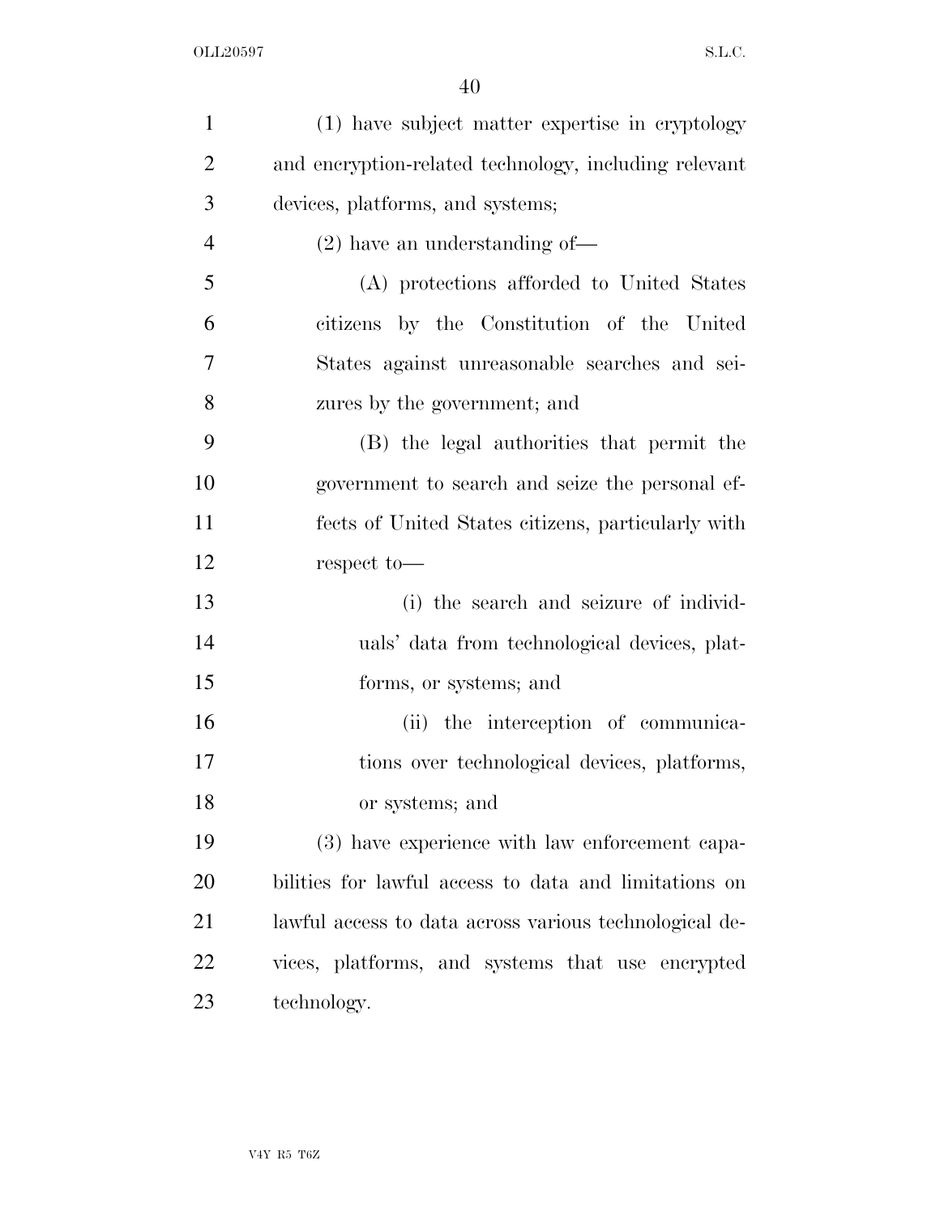(1) have subject matter expertise in cryptology and encryption-related technology, including relevant devices, platforms, and systems;

(2) have an understanding of—

(A) protections afforded to United States citizens by the Constitution of the United States against unreasonable searches and seizures by the government; and

(B) the legal authorities that permit the government to search and seize the personal effects of United States citizens, particularly with respect to—

(i) the search and seizure of individuals' data from technological devices, platforms, or systems; and

(ii) the interception of communications over technological devices, platforms, or systems; and

(3) have experience with law enforcement capabilities for lawful access to data and limitations on lawful access to data across various technological devices, platforms, and systems that use encrypted technology.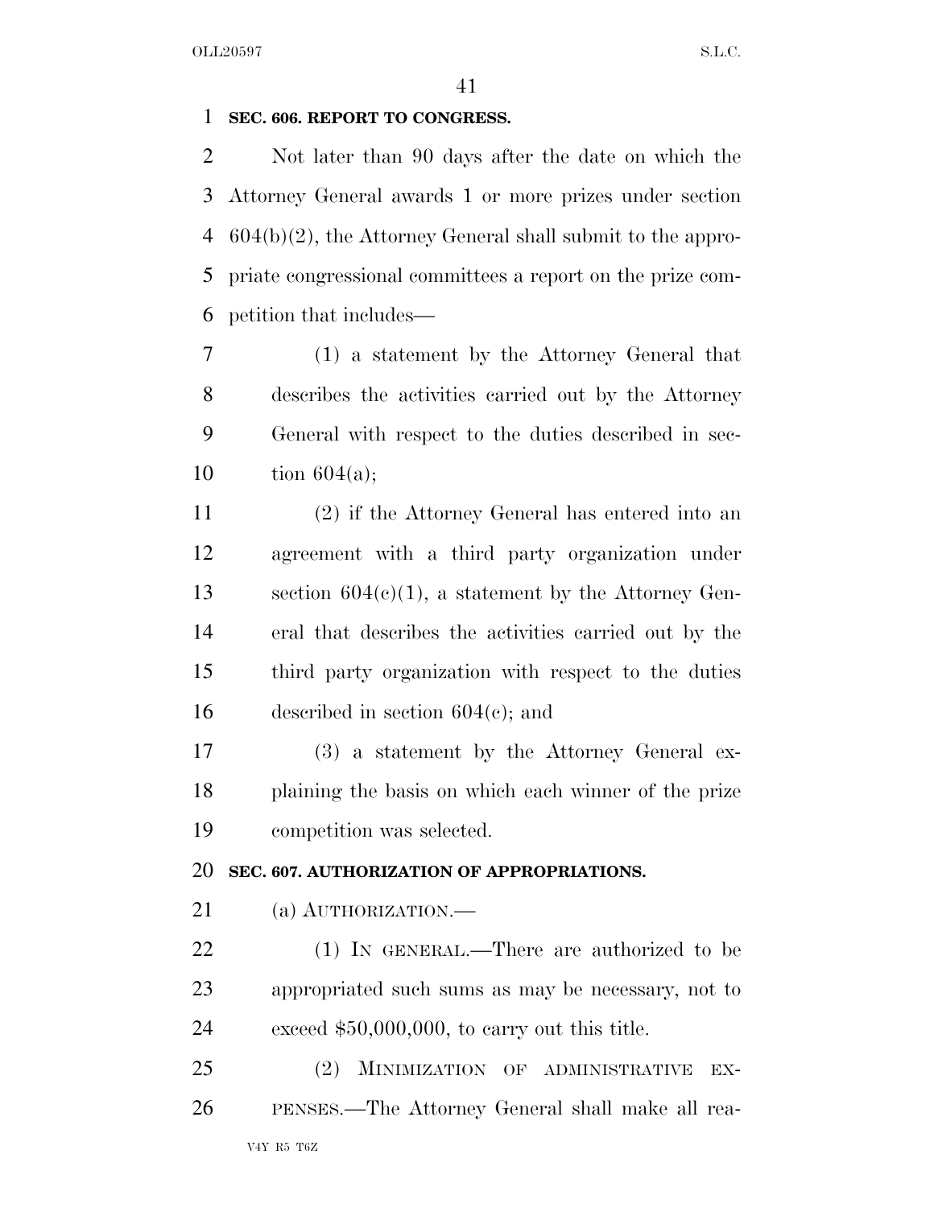**SEC. 606. REPORT TO CONGRESS.**

Not later than 90 days after the date on which the Attorney General awards 1 or more prizes under section 604(b)(2), the Attorney General shall submit to the appropriate congressional committees a report on the prize competition that includes—

(1) a statement by the Attorney General that describes the activities carried out by the Attorney General with respect to the duties described in section 604(a);

(2) if the Attorney General has entered into an agreement with a third party organization under section 604(c)(1), a statement by the Attorney General that describes the activities carried out by the third party organization with respect to the duties described in section 604(c); and

(3) a statement by the Attorney General explaining the basis on which each winner of the prize competition was selected.

**SEC. 607. AUTHORIZATION OF APPROPRIATIONS.**

(a) AUTHORIZATION.—

(1) IN GENERAL.—There are authorized to be appropriated such sums as may be necessary, not to exceed $50,000,000, to carry out this title.

(2) MINIMIZATION OF ADMINISTRATIVE EXPENSES.—The Attorney General shall make all rea-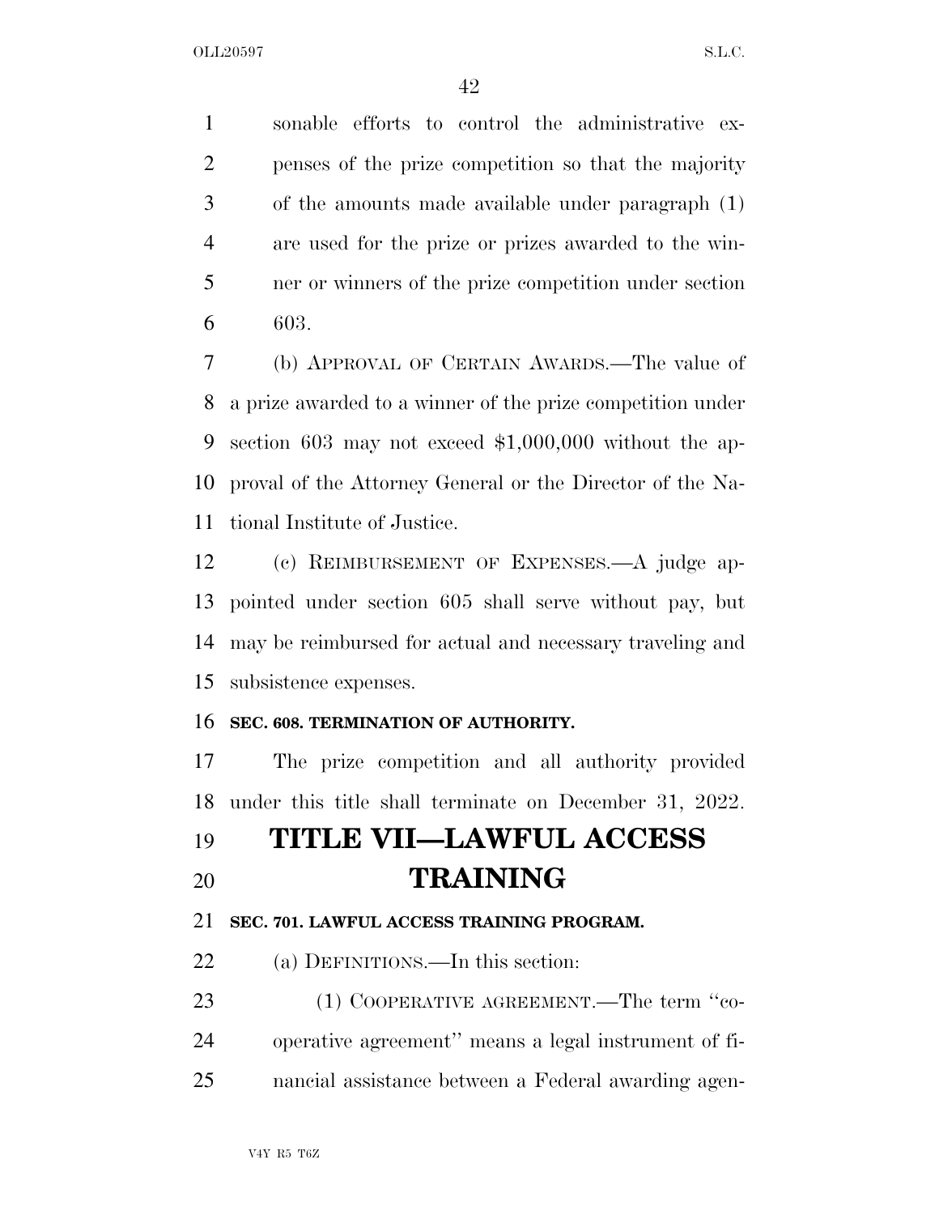sonable efforts to control the administrative expenses of the prize competition so that the majority of the amounts made available under paragraph (1) are used for the prize or prizes awarded to the winner or winners of the prize competition under section 603.

(b) APPROVAL OF CERTAIN AWARDS.—The value of a prize awarded to a winner of the prize competition under section 603 may not exceed $1,000,000 without the approval of the Attorney General or the Director of the National Institute of Justice.

(c) REIMBURSEMENT OF EXPENSES.—A judge appointed under section 605 shall serve without pay, but may be reimbursed for actual and necessary traveling and subsistence expenses.

**SEC. 608. TERMINATION OF AUTHORITY.**

The prize competition and all authority provided under this title shall terminate on December 31, 2022.

# TITLE VII—LAWFUL ACCESS TRAINING

**SEC. 701. LAWFUL ACCESS TRAINING PROGRAM.**

(a) DEFINITIONS.—In this section:

(1) COOPERATIVE AGREEMENT.—The term ''cooperative agreement'' means a legal instrument of financial assistance between a Federal awarding agen-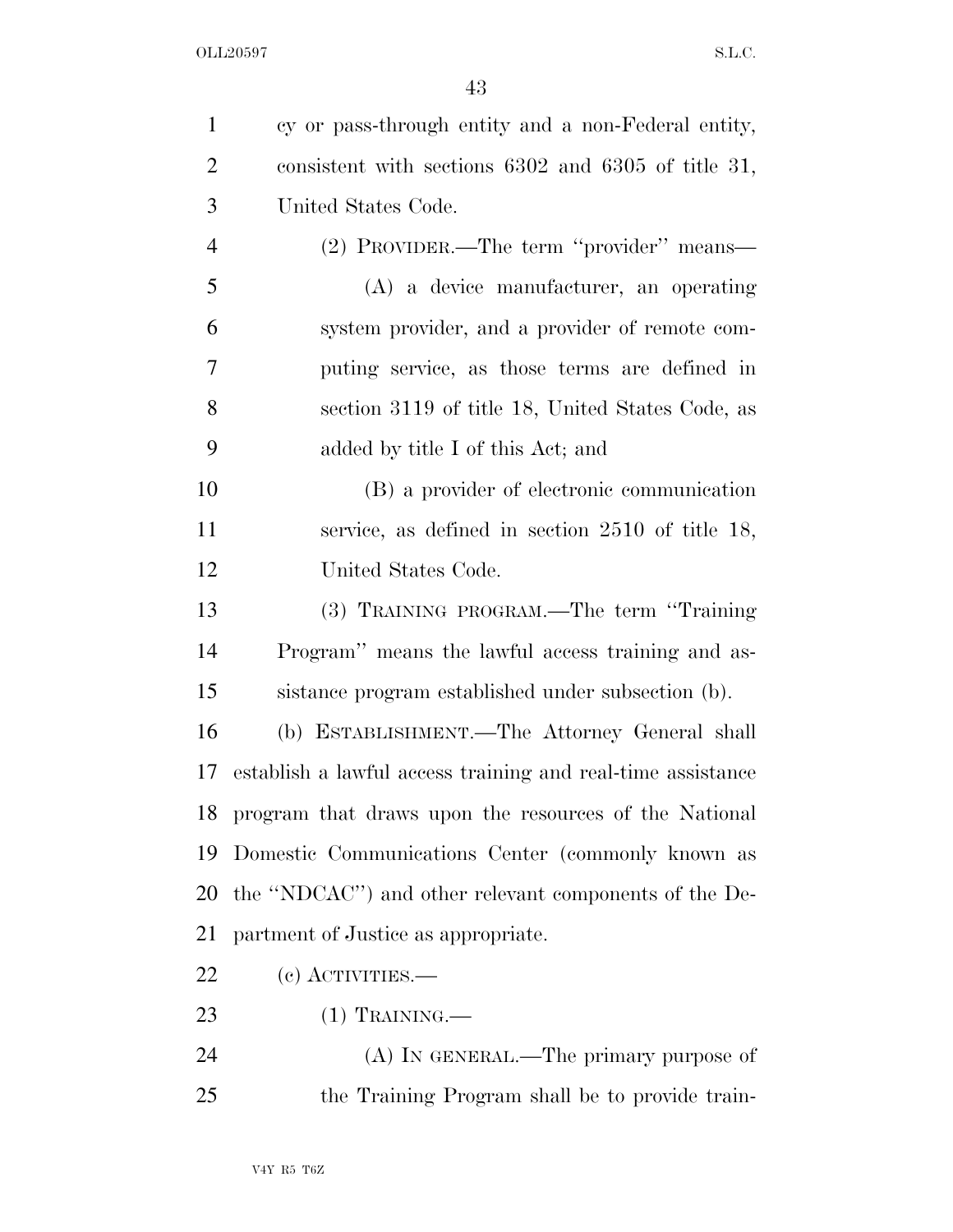cy or pass-through entity and a non-Federal entity, consistent with sections 6302 and 6305 of title 31, United States Code.

(2) PROVIDER.—The term ''provider'' means—

(A) a device manufacturer, an operating system provider, and a provider of remote computing service, as those terms are defined in section 3119 of title 18, United States Code, as added by title I of this Act; and

(B) a provider of electronic communication service, as defined in section 2510 of title 18, United States Code.

(3) TRAINING PROGRAM.—The term ''Training Program'' means the lawful access training and assistance program established under subsection (b).

(b) ESTABLISHMENT.—The Attorney General shall establish a lawful access training and real-time assistance program that draws upon the resources of the National Domestic Communications Center (commonly known as the ''NDCAC'') and other relevant components of the Department of Justice as appropriate.

(c) ACTIVITIES.—

(1) TRAINING.—

(A) IN GENERAL.—The primary purpose of the Training Program shall be to provide train-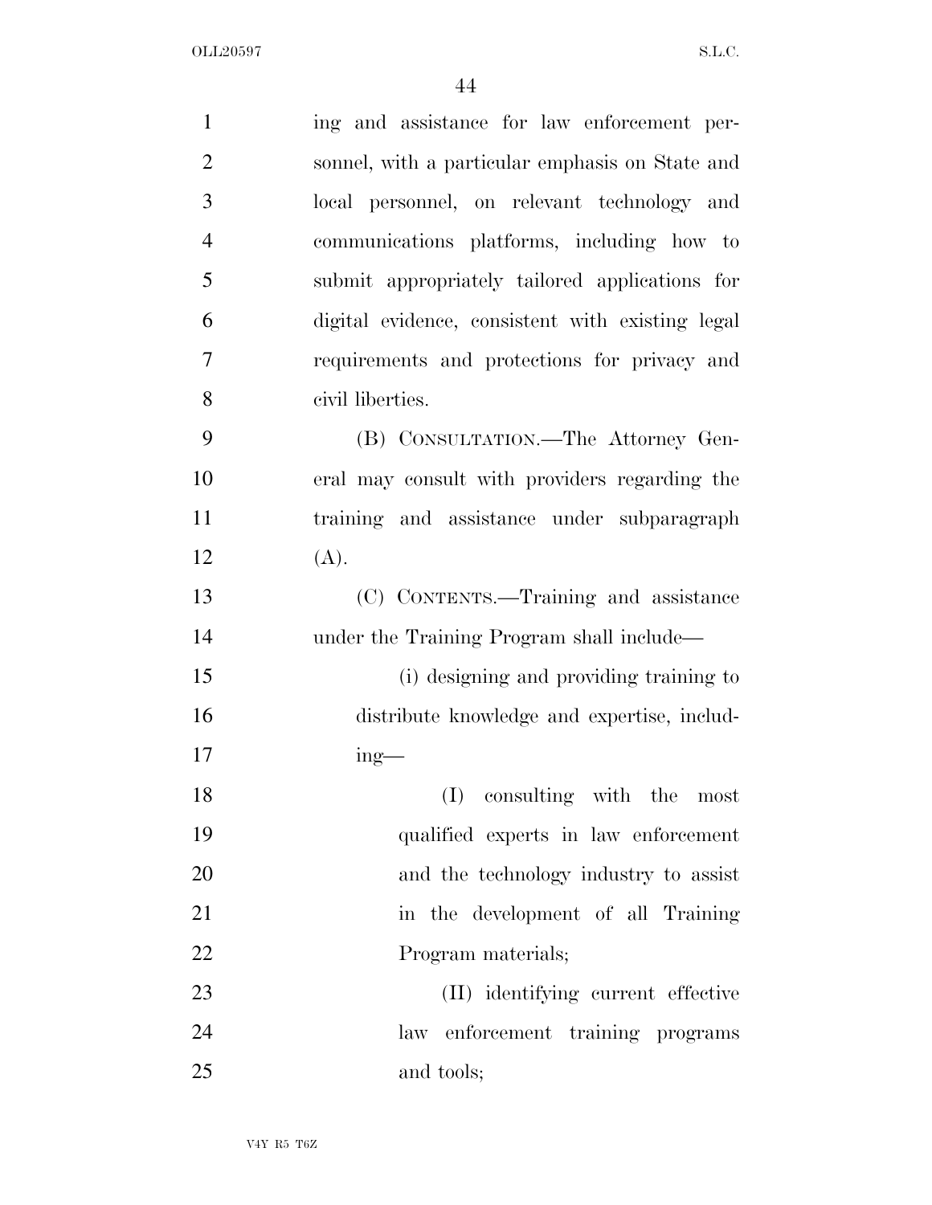ing and assistance for law enforcement personnel, with a particular emphasis on State and local personnel, on relevant technology and communications platforms, including how to submit appropriately tailored applications for digital evidence, consistent with existing legal requirements and protections for privacy and civil liberties.

(B) CONSULTATION.—The Attorney General may consult with providers regarding the training and assistance under subparagraph (A).

(C) CONTENTS.—Training and assistance under the Training Program shall include—

(i) designing and providing training to distribute knowledge and expertise, including—

(I) consulting with the most qualified experts in law enforcement and the technology industry to assist in the development of all Training Program materials;

(II) identifying current effective law enforcement training programs and tools;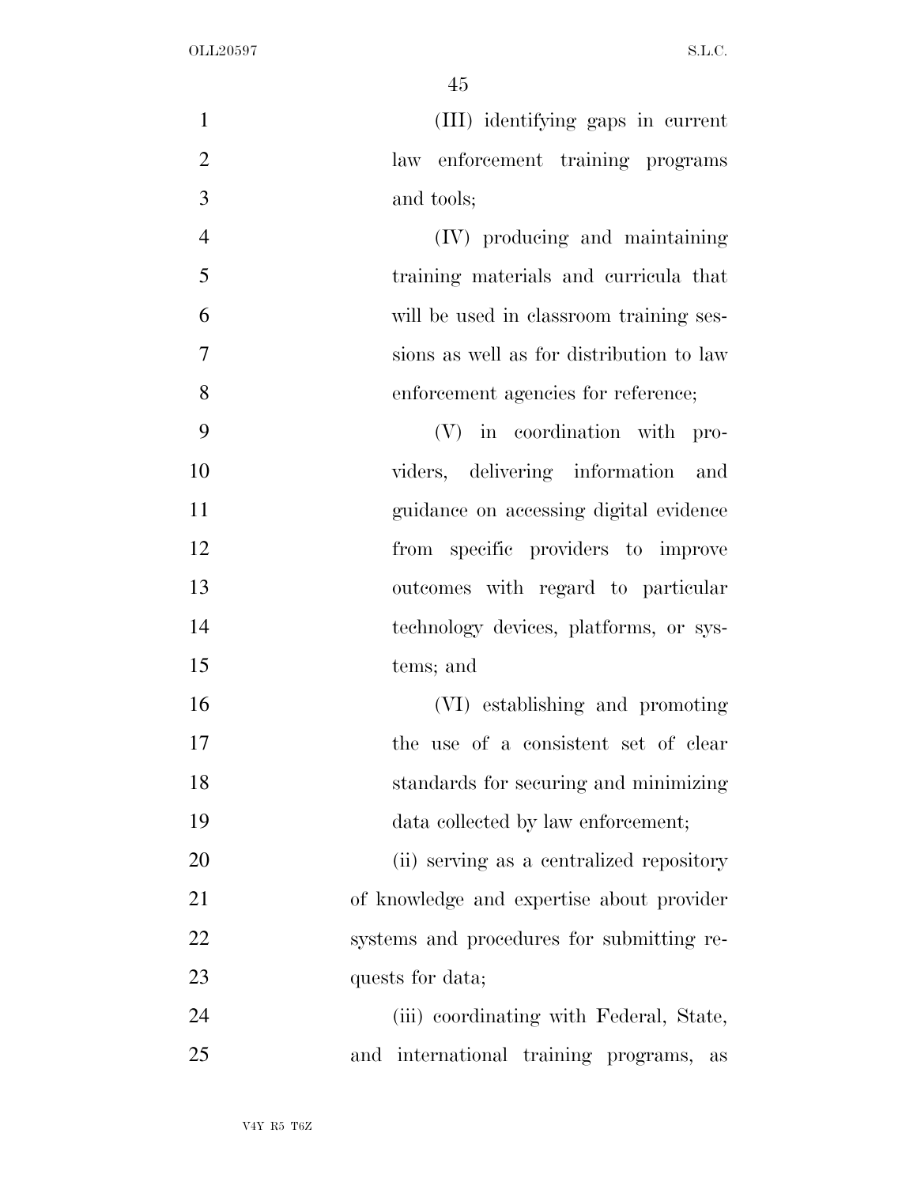(III) identifying gaps in current law enforcement training programs and tools;

(IV) producing and maintaining training materials and curricula that will be used in classroom training sessions as well as for distribution to law enforcement agencies for reference;

(V) in coordination with providers, delivering information and guidance on accessing digital evidence from specific providers to improve outcomes with regard to particular technology devices, platforms, or systems; and

(VI) establishing and promoting the use of a consistent set of clear standards for securing and minimizing data collected by law enforcement;

(ii) serving as a centralized repository of knowledge and expertise about provider systems and procedures for submitting requests for data;

(iii) coordinating with Federal, State, and international training programs, as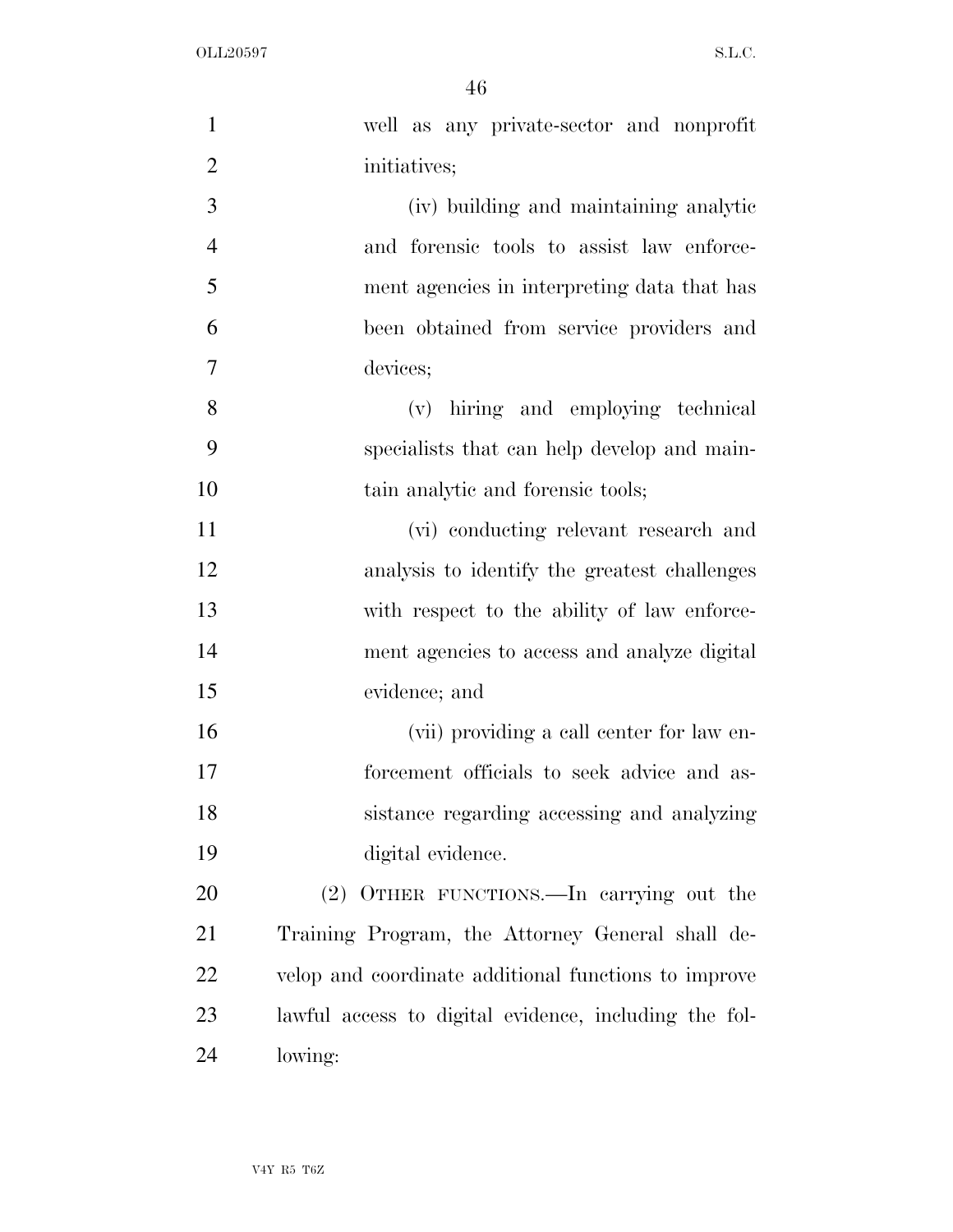well as any private-sector and nonprofit initiatives;

(iv) building and maintaining analytic and forensic tools to assist law enforcement agencies in interpreting data that has been obtained from service providers and devices;

(v) hiring and employing technical specialists that can help develop and maintain analytic and forensic tools;

(vi) conducting relevant research and analysis to identify the greatest challenges with respect to the ability of law enforcement agencies to access and analyze digital evidence; and

(vii) providing a call center for law enforcement officials to seek advice and assistance regarding accessing and analyzing digital evidence.

(2) OTHER FUNCTIONS.—In carrying out the Training Program, the Attorney General shall develop and coordinate additional functions to improve lawful access to digital evidence, including the following: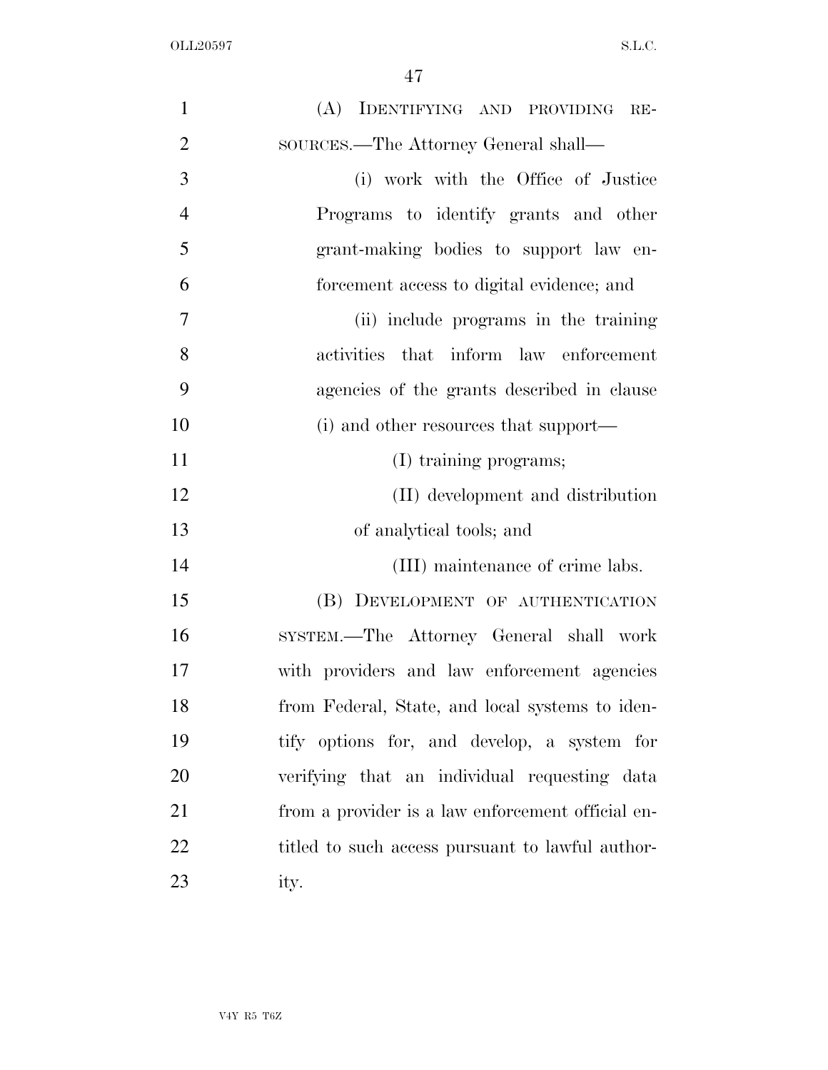(A) IDENTIFYING AND PROVIDING RESOURCES.—The Attorney General shall—

(i) work with the Office of Justice Programs to identify grants and other grant-making bodies to support law enforcement access to digital evidence; and

(ii) include programs in the training activities that inform law enforcement agencies of the grants described in clause (i) and other resources that support—

(I) training programs;

(II) development and distribution of analytical tools; and

(III) maintenance of crime labs.

(B) DEVELOPMENT OF AUTHENTICATION SYSTEM.—The Attorney General shall work with providers and law enforcement agencies from Federal, State, and local systems to identify options for, and develop, a system for verifying that an individual requesting data from a provider is a law enforcement official entitled to such access pursuant to lawful authority.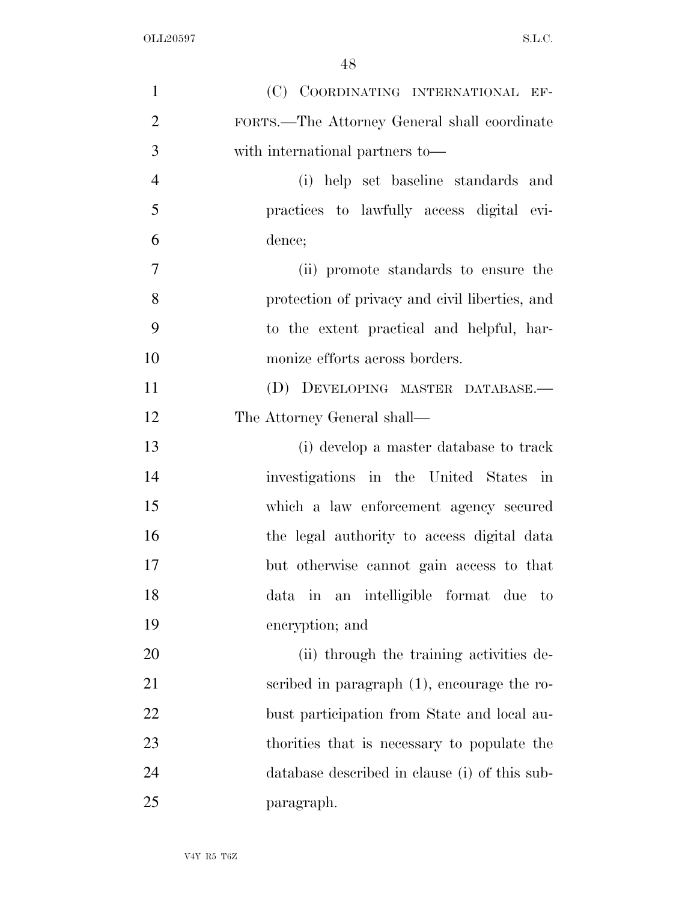(C) COORDINATING INTERNATIONAL EFFORTS.—The Attorney General shall coordinate with international partners to—

(i) help set baseline standards and practices to lawfully access digital evidence;

(ii) promote standards to ensure the protection of privacy and civil liberties, and to the extent practical and helpful, harmonize efforts across borders.

(D) DEVELOPING MASTER DATABASE.—The Attorney General shall—

(i) develop a master database to track investigations in the United States in which a law enforcement agency secured the legal authority to access digital data but otherwise cannot gain access to that data in an intelligible format due to encryption; and

(ii) through the training activities described in paragraph (1), encourage the robust participation from State and local authorities that is necessary to populate the database described in clause (i) of this subparagraph.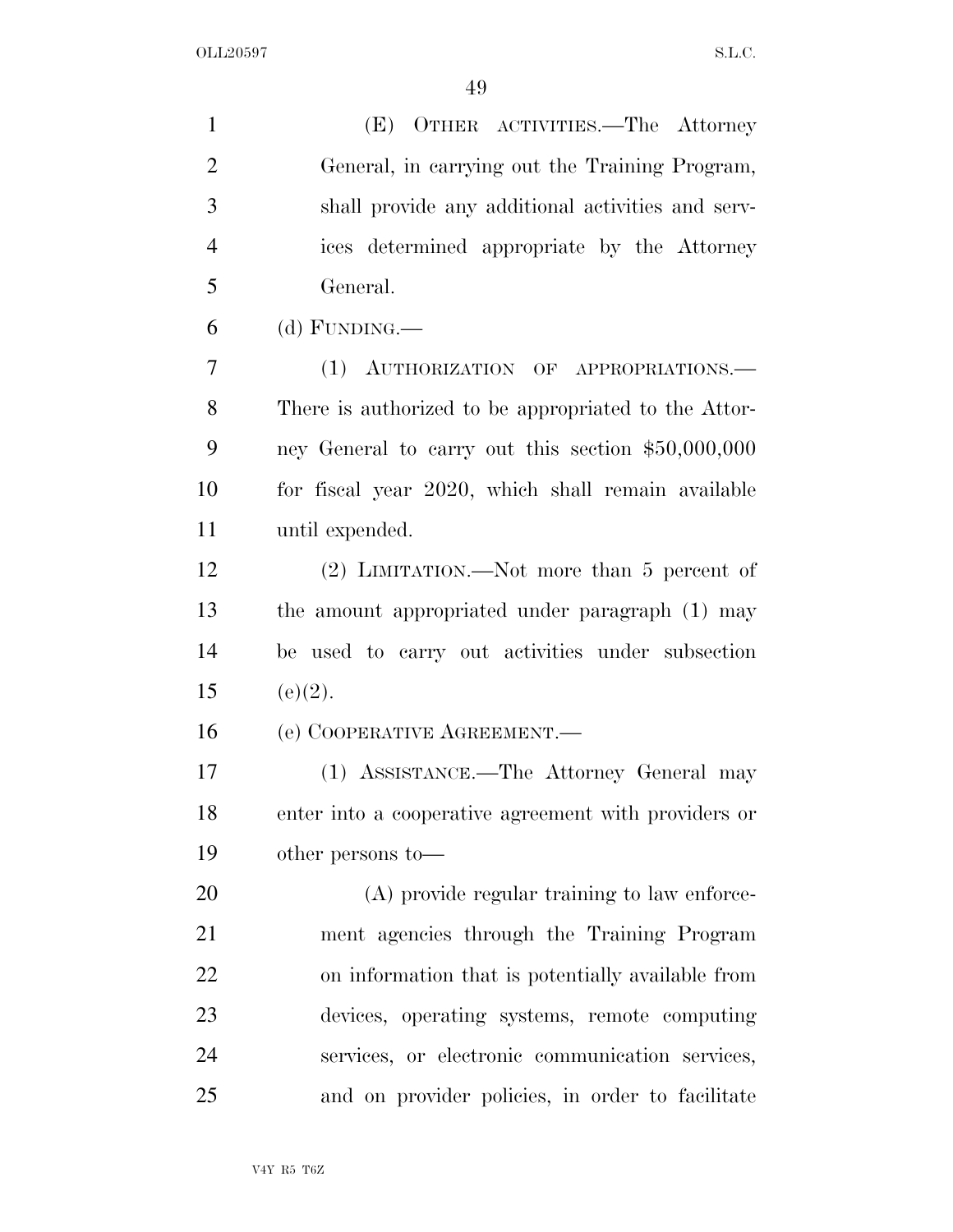(E) OTHER ACTIVITIES.—The Attorney General, in carrying out the Training Program, shall provide any additional activities and services determined appropriate by the Attorney General.

(d) FUNDING.—

(1) AUTHORIZATION OF APPROPRIATIONS.—There is authorized to be appropriated to the Attorney General to carry out this section $50,000,000 for fiscal year 2020, which shall remain available until expended.

(2) LIMITATION.—Not more than 5 percent of the amount appropriated under paragraph (1) may be used to carry out activities under subsection (e)(2).

(e) COOPERATIVE AGREEMENT.—

(1) ASSISTANCE.—The Attorney General may enter into a cooperative agreement with providers or other persons to—

(A) provide regular training to law enforcement agencies through the Training Program on information that is potentially available from devices, operating systems, remote computing services, or electronic communication services, and on provider policies, in order to facilitate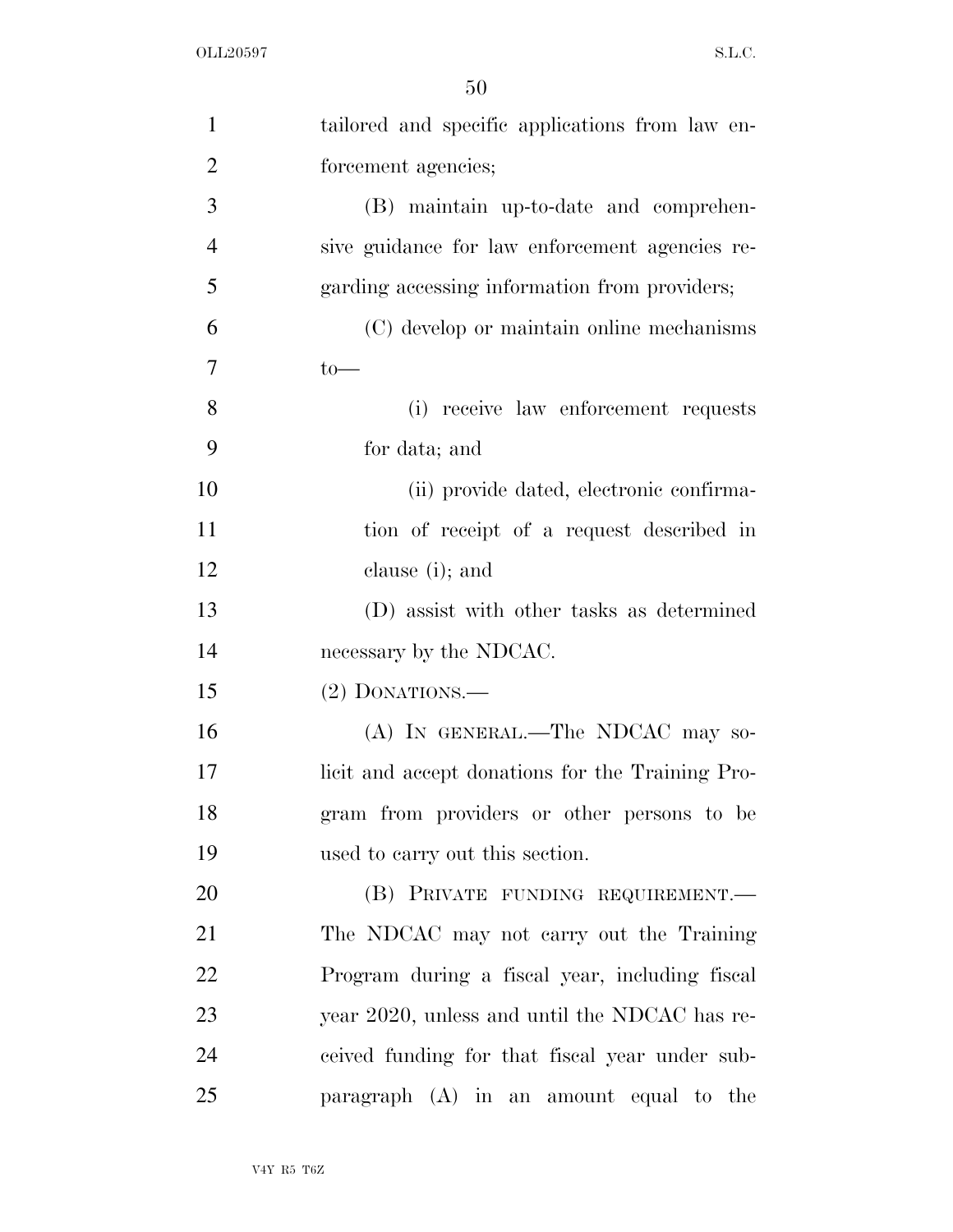tailored and specific applications from law enforcement agencies;

(B) maintain up-to-date and comprehensive guidance for law enforcement agencies regarding accessing information from providers;

(C) develop or maintain online mechanisms to—

(i) receive law enforcement requests for data; and

(ii) provide dated, electronic confirmation of receipt of a request described in clause (i); and

(D) assist with other tasks as determined necessary by the NDCAC.

(2) DONATIONS.—

(A) IN GENERAL.—The NDCAC may solicit and accept donations for the Training Program from providers or other persons to be used to carry out this section.

(B) PRIVATE FUNDING REQUIREMENT.—The NDCAC may not carry out the Training Program during a fiscal year, including fiscal year 2020, unless and until the NDCAC has received funding for that fiscal year under subparagraph (A) in an amount equal to the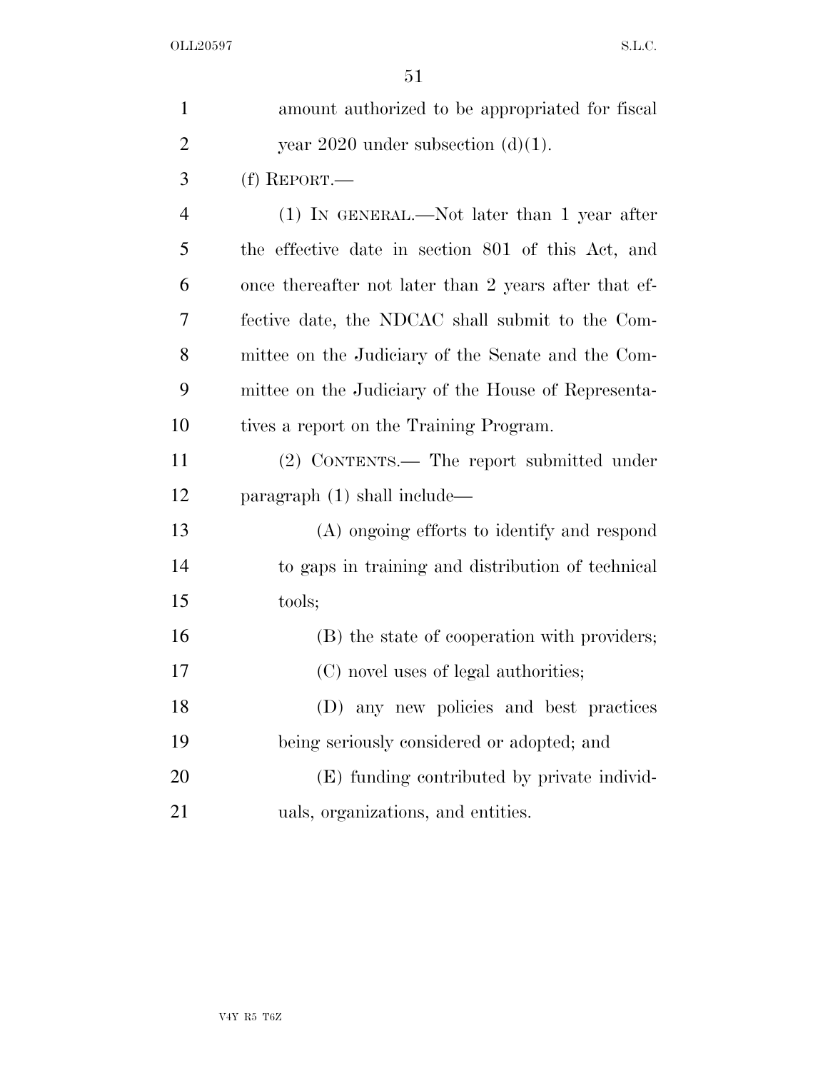amount authorized to be appropriated for fiscal year 2020 under subsection (d)(1).

(f) REPORT.—

(1) IN GENERAL.—Not later than 1 year after the effective date in section 801 of this Act, and once thereafter not later than 2 years after that effective date, the NDCAC shall submit to the Committee on the Judiciary of the Senate and the Committee on the Judiciary of the House of Representatives a report on the Training Program.

(2) CONTENTS.— The report submitted under paragraph (1) shall include—

(A) ongoing efforts to identify and respond to gaps in training and distribution of technical tools;

(B) the state of cooperation with providers;

(C) novel uses of legal authorities;

(D) any new policies and best practices being seriously considered or adopted; and

(E) funding contributed by private individuals, organizations, and entities.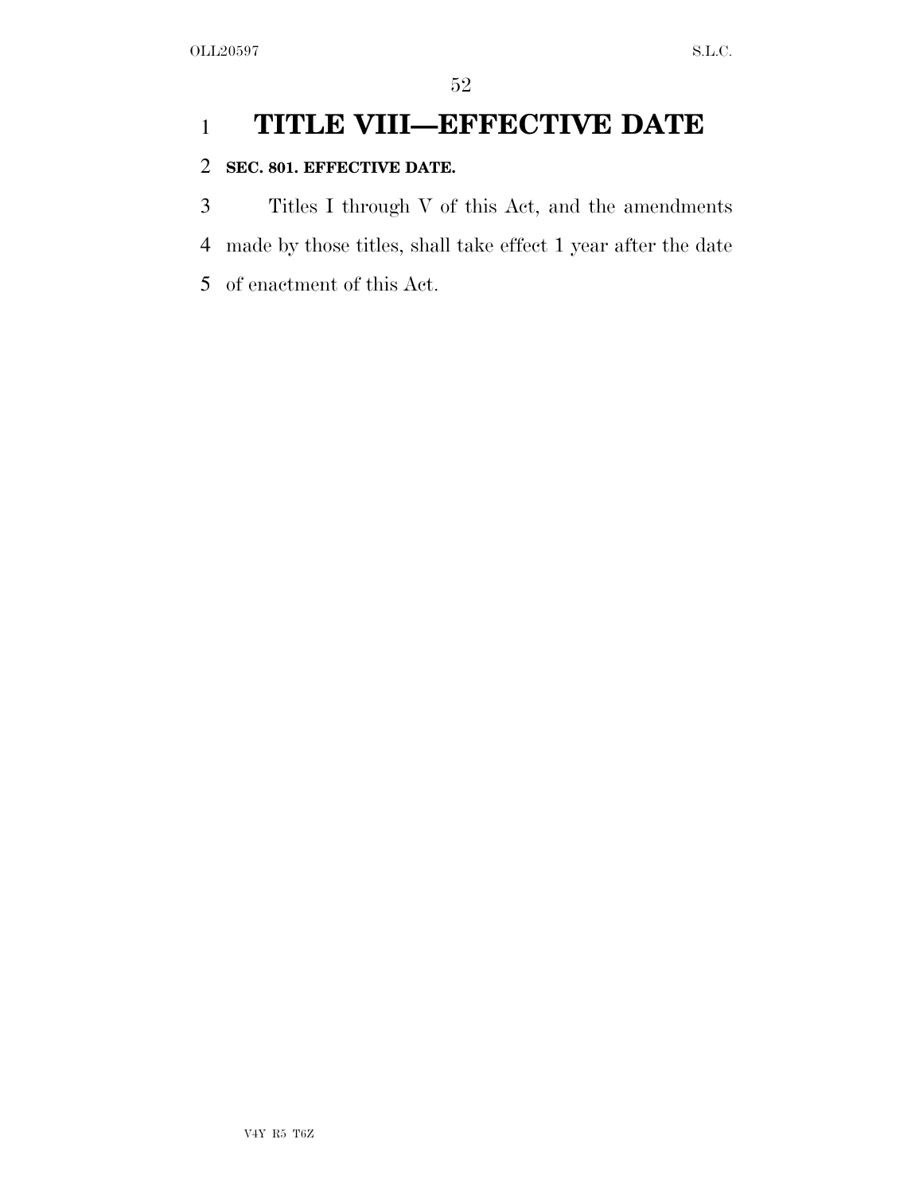# TITLE VIII—EFFECTIVE DATE

**SEC. 801. EFFECTIVE DATE.**

Titles I through V of this Act, and the amendments made by those titles, shall take effect 1 year after the date of enactment of this Act.